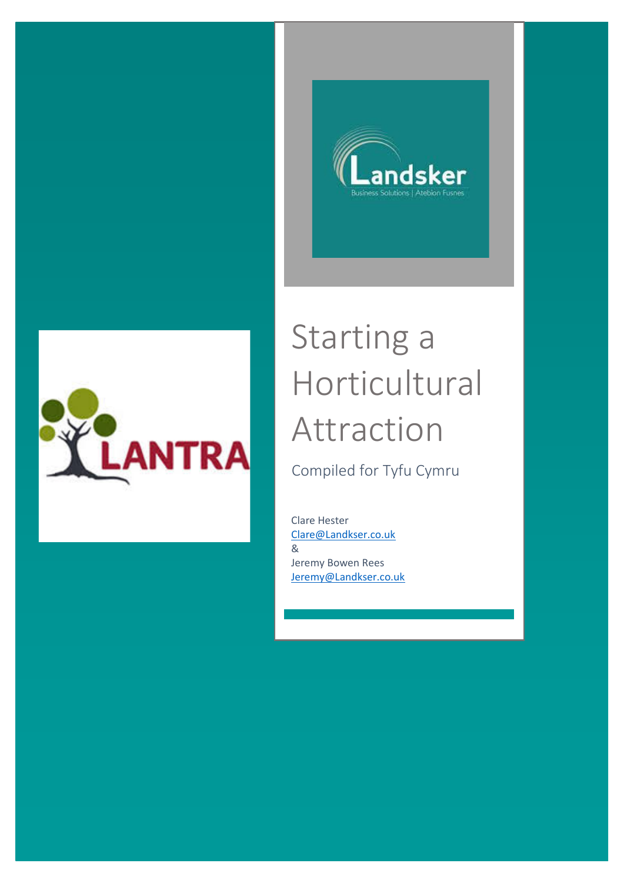# Starting a Horticultural Attraction

Compiled for Tyfu Cymru

Clare Hester
Clare@Landkser.co.uk
&
Jeremy Bowen Rees
Jeremy@Landkser.co.uk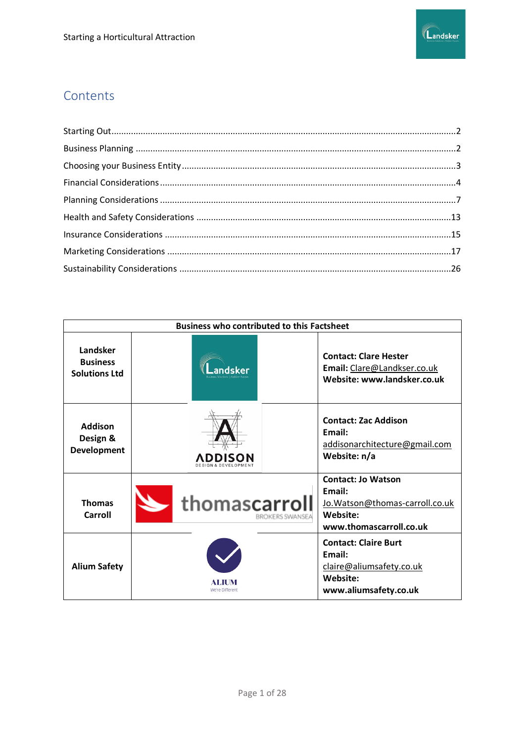## Contents

Starting Out....2
Business Planning....2
Choosing your Business Entity....3
Financial Considerations....4
Planning Considerations....7
Health and Safety Considerations....13
Insurance Considerations....15
Marketing Considerations....17
Sustainability Considerations....26

| Business who contributed to this Factsheet | | |
|---|---|---|
| **Landsker Business Solutions Ltd** | | **Contact: Clare Hester**<br>**Email:** Clare@Landkser.co.uk<br>**Website: www.landsker.co.uk** |
| **Addison Design & Development** | | **Contact: Zac Addison**<br>**Email:** addisonarchitecture@gmail.com<br>**Website: n/a** |
| **Thomas Carroll** | | **Contact: Jo Watson**<br>**Email:** Jo.Watson@thomas-carroll.co.uk<br>**Website: www.thomascarroll.co.uk** |
| **Alium Safety** | | **Contact: Claire Burt**<br>**Email:** claire@aliumsafety.co.uk<br>**Website: www.aliumsafety.co.uk** |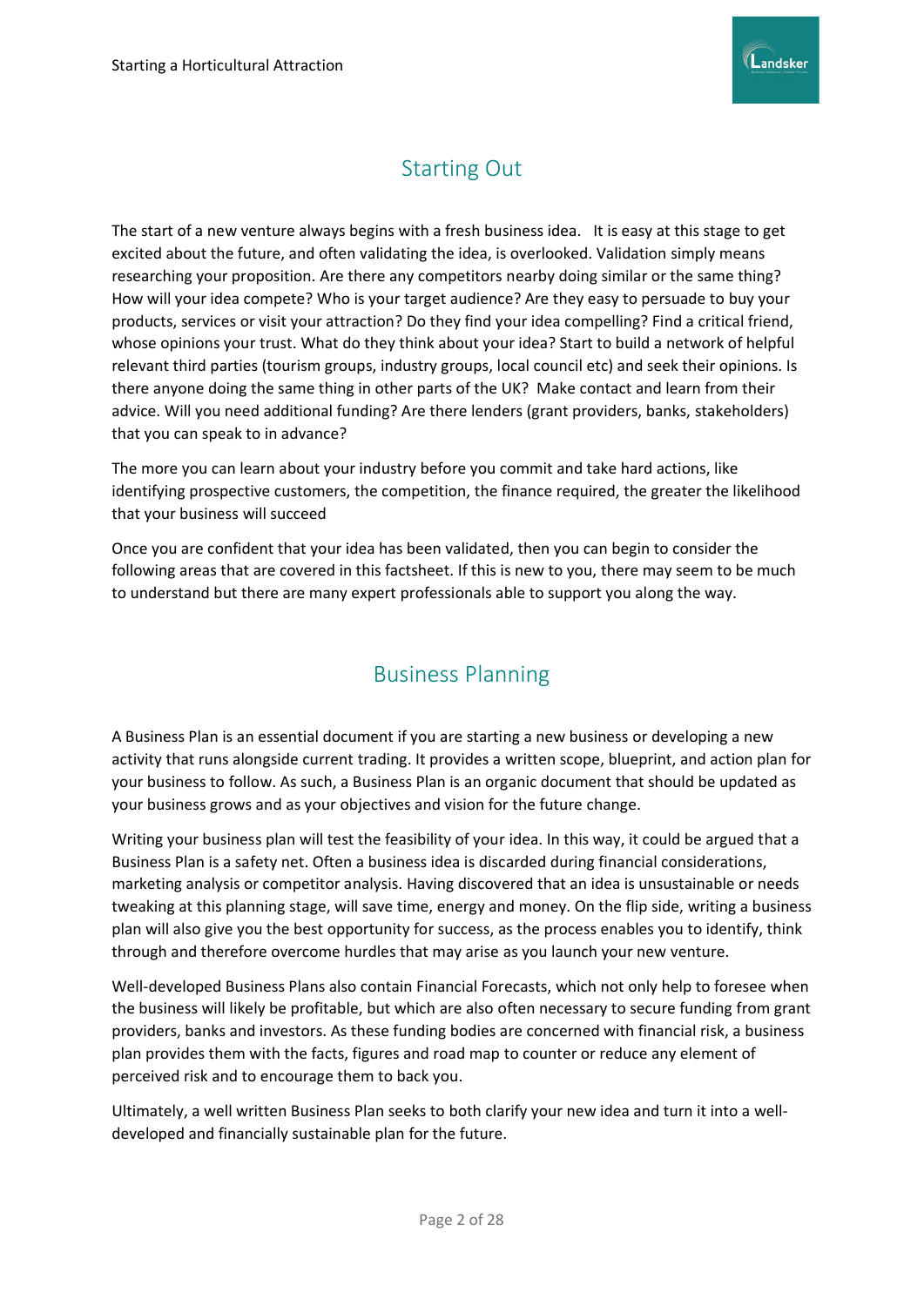## Starting Out

The start of a new venture always begins with a fresh business idea. It is easy at this stage to get excited about the future, and often validating the idea, is overlooked. Validation simply means researching your proposition. Are there any competitors nearby doing similar or the same thing? How will your idea compete? Who is your target audience? Are they easy to persuade to buy your products, services or visit your attraction? Do they find your idea compelling? Find a critical friend, whose opinions your trust. What do they think about your idea? Start to build a network of helpful relevant third parties (tourism groups, industry groups, local council etc) and seek their opinions. Is there anyone doing the same thing in other parts of the UK? Make contact and learn from their advice. Will you need additional funding? Are there lenders (grant providers, banks, stakeholders) that you can speak to in advance?

The more you can learn about your industry before you commit and take hard actions, like identifying prospective customers, the competition, the finance required, the greater the likelihood that your business will succeed

Once you are confident that your idea has been validated, then you can begin to consider the following areas that are covered in this factsheet. If this is new to you, there may seem to be much to understand but there are many expert professionals able to support you along the way.

## Business Planning

A Business Plan is an essential document if you are starting a new business or developing a new activity that runs alongside current trading. It provides a written scope, blueprint, and action plan for your business to follow. As such, a Business Plan is an organic document that should be updated as your business grows and as your objectives and vision for the future change.

Writing your business plan will test the feasibility of your idea. In this way, it could be argued that a Business Plan is a safety net. Often a business idea is discarded during financial considerations, marketing analysis or competitor analysis. Having discovered that an idea is unsustainable or needs tweaking at this planning stage, will save time, energy and money. On the flip side, writing a business plan will also give you the best opportunity for success, as the process enables you to identify, think through and therefore overcome hurdles that may arise as you launch your new venture.

Well-developed Business Plans also contain Financial Forecasts, which not only help to foresee when the business will likely be profitable, but which are also often necessary to secure funding from grant providers, banks and investors. As these funding bodies are concerned with financial risk, a business plan provides them with the facts, figures and road map to counter or reduce any element of perceived risk and to encourage them to back you.

Ultimately, a well written Business Plan seeks to both clarify your new idea and turn it into a well-developed and financially sustainable plan for the future.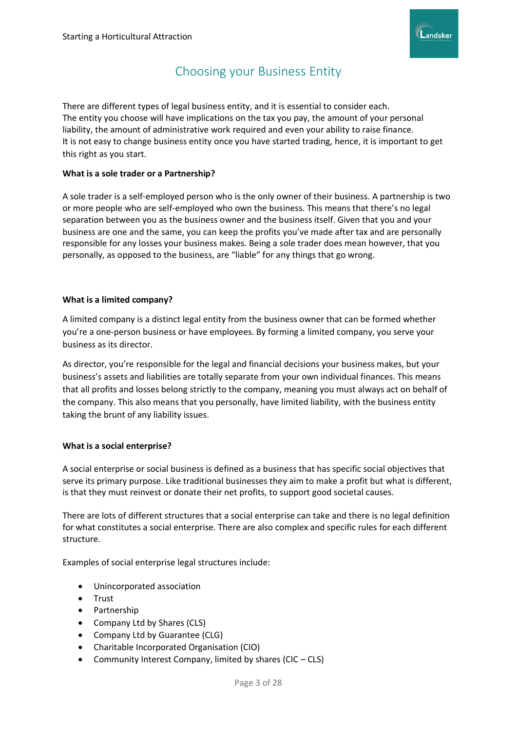# Choosing your Business Entity

There are different types of legal business entity, and it is essential to consider each.
The entity you choose will have implications on the tax you pay, the amount of your personal liability, the amount of administrative work required and even your ability to raise finance.
It is not easy to change business entity once you have started trading, hence, it is important to get this right as you start.

**What is a sole trader or a Partnership?**

A sole trader is a self-employed person who is the only owner of their business. A partnership is two or more people who are self-employed who own the business. This means that there's no legal separation between you as the business owner and the business itself. Given that you and your business are one and the same, you can keep the profits you've made after tax and are personally responsible for any losses your business makes. Being a sole trader does mean however, that you personally, as opposed to the business, are "liable" for any things that go wrong.

**What is a limited company?**

A limited company is a distinct legal entity from the business owner that can be formed whether you're a one-person business or have employees. By forming a limited company, you serve your business as its director.

As director, you're responsible for the legal and financial decisions your business makes, but your business's assets and liabilities are totally separate from your own individual finances. This means that all profits and losses belong strictly to the company, meaning you must always act on behalf of the company. This also means that you personally, have limited liability, with the business entity taking the brunt of any liability issues.

**What is a social enterprise?**

A social enterprise or social business is defined as a business that has specific social objectives that serve its primary purpose. Like traditional businesses they aim to make a profit but what is different, is that they must reinvest or donate their net profits, to support good societal causes.

There are lots of different structures that a social enterprise can take and there is no legal definition for what constitutes a social enterprise. There are also complex and specific rules for each different structure.

Examples of social enterprise legal structures include:

- Unincorporated association
- Trust
- Partnership
- Company Ltd by Shares (CLS)
- Company Ltd by Guarantee (CLG)
- Charitable Incorporated Organisation (CIO)
- Community Interest Company, limited by shares (CIC – CLS)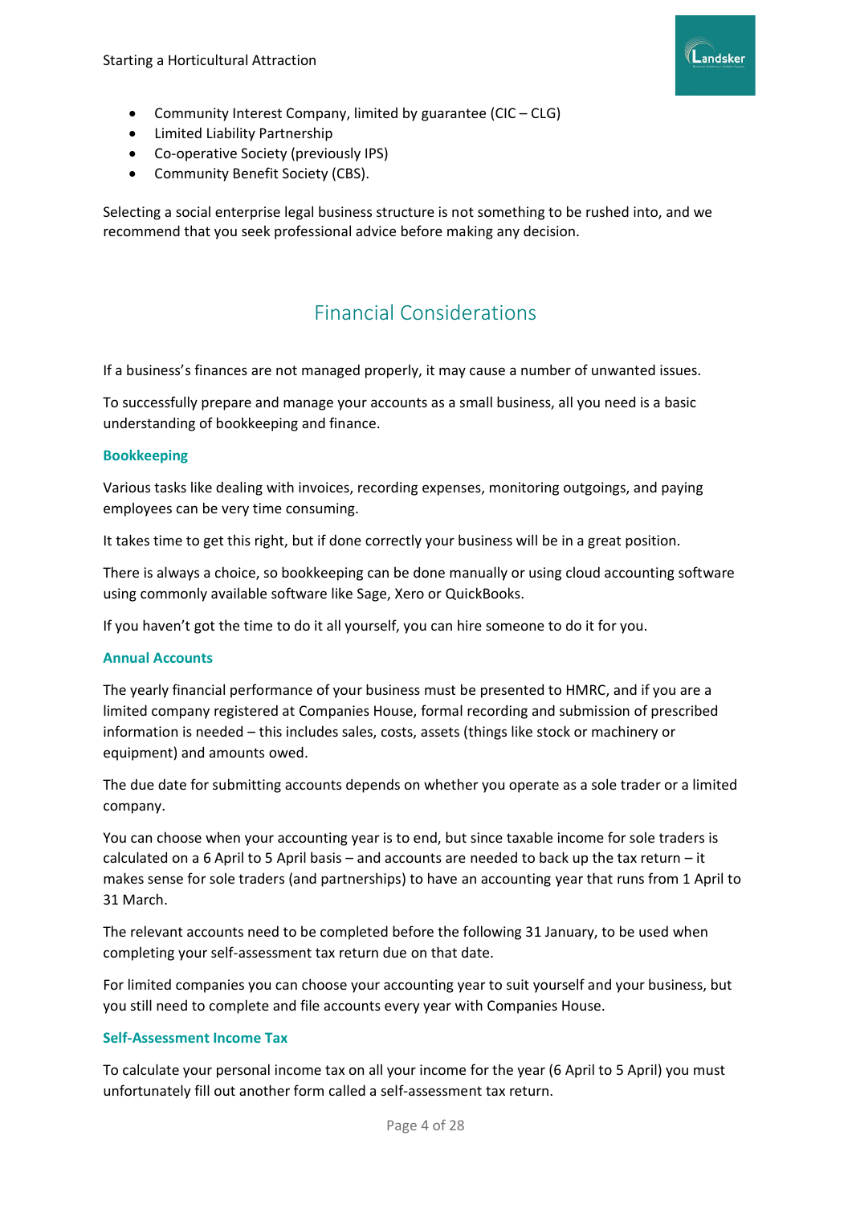- Community Interest Company, limited by guarantee (CIC – CLG)
- Limited Liability Partnership
- Co-operative Society (previously IPS)
- Community Benefit Society (CBS).

Selecting a social enterprise legal business structure is not something to be rushed into, and we recommend that you seek professional advice before making any decision.

## Financial Considerations

If a business's finances are not managed properly, it may cause a number of unwanted issues.

To successfully prepare and manage your accounts as a small business, all you need is a basic understanding of bookkeeping and finance.

### Bookkeeping

Various tasks like dealing with invoices, recording expenses, monitoring outgoings, and paying employees can be very time consuming.

It takes time to get this right, but if done correctly your business will be in a great position.

There is always a choice, so bookkeeping can be done manually or using cloud accounting software using commonly available software like Sage, Xero or QuickBooks.

If you haven't got the time to do it all yourself, you can hire someone to do it for you.

### Annual Accounts

The yearly financial performance of your business must be presented to HMRC, and if you are a limited company registered at Companies House, formal recording and submission of prescribed information is needed – this includes sales, costs, assets (things like stock or machinery or equipment) and amounts owed.

The due date for submitting accounts depends on whether you operate as a sole trader or a limited company.

You can choose when your accounting year is to end, but since taxable income for sole traders is calculated on a 6 April to 5 April basis – and accounts are needed to back up the tax return – it makes sense for sole traders (and partnerships) to have an accounting year that runs from 1 April to 31 March.

The relevant accounts need to be completed before the following 31 January, to be used when completing your self-assessment tax return due on that date.

For limited companies you can choose your accounting year to suit yourself and your business, but you still need to complete and file accounts every year with Companies House.

### Self-Assessment Income Tax

To calculate your personal income tax on all your income for the year (6 April to 5 April) you must unfortunately fill out another form called a self-assessment tax return.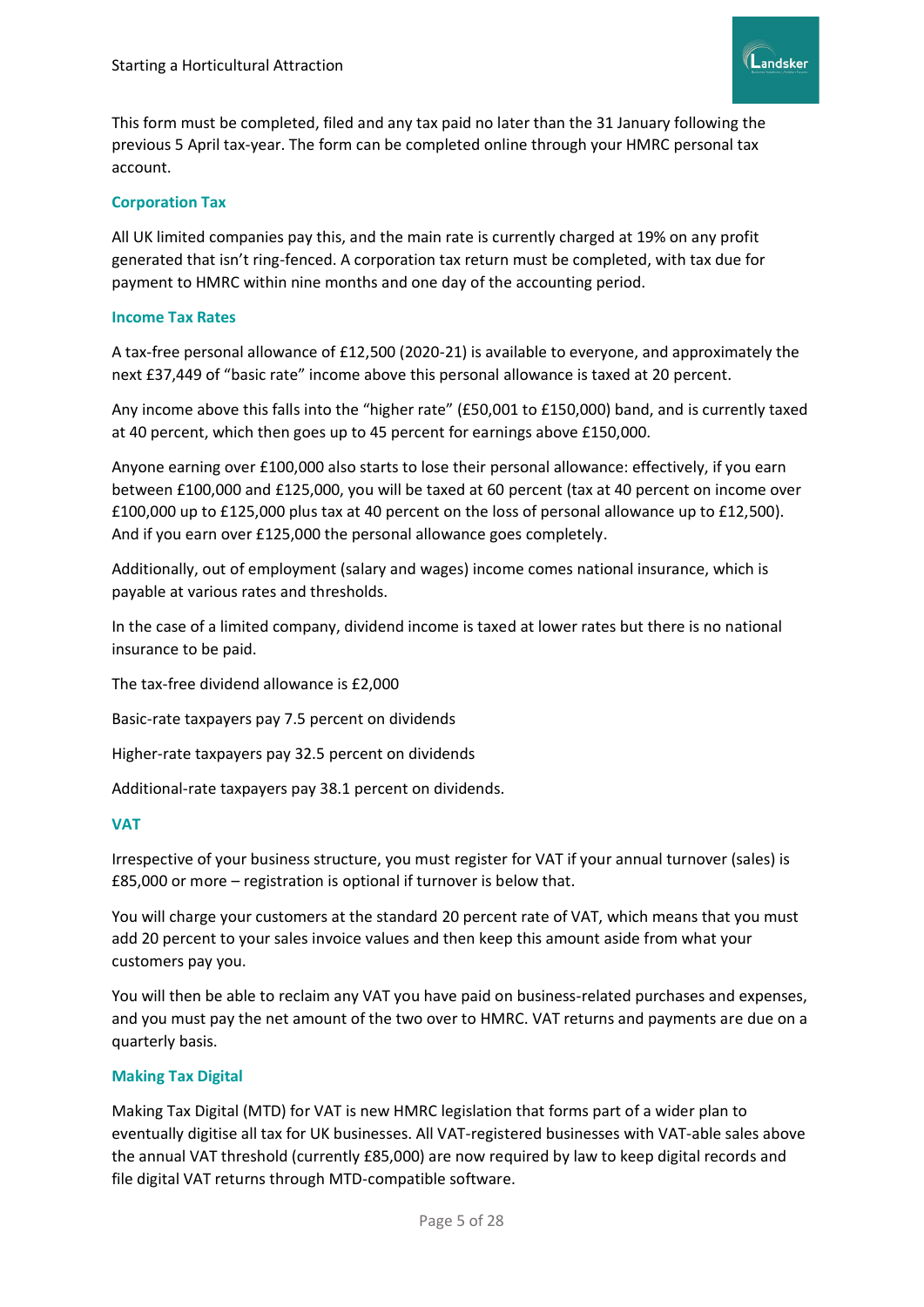This form must be completed, filed and any tax paid no later than the 31 January following the previous 5 April tax-year. The form can be completed online through your HMRC personal tax account.

### Corporation Tax

All UK limited companies pay this, and the main rate is currently charged at 19% on any profit generated that isn't ring-fenced. A corporation tax return must be completed, with tax due for payment to HMRC within nine months and one day of the accounting period.

### Income Tax Rates

A tax-free personal allowance of £12,500 (2020-21) is available to everyone, and approximately the next £37,449 of "basic rate" income above this personal allowance is taxed at 20 percent.

Any income above this falls into the "higher rate" (£50,001 to £150,000) band, and is currently taxed at 40 percent, which then goes up to 45 percent for earnings above £150,000.

Anyone earning over £100,000 also starts to lose their personal allowance: effectively, if you earn between £100,000 and £125,000, you will be taxed at 60 percent (tax at 40 percent on income over £100,000 up to £125,000 plus tax at 40 percent on the loss of personal allowance up to £12,500). And if you earn over £125,000 the personal allowance goes completely.

Additionally, out of employment (salary and wages) income comes national insurance, which is payable at various rates and thresholds.

In the case of a limited company, dividend income is taxed at lower rates but there is no national insurance to be paid.

The tax-free dividend allowance is £2,000

Basic-rate taxpayers pay 7.5 percent on dividends

Higher-rate taxpayers pay 32.5 percent on dividends

Additional-rate taxpayers pay 38.1 percent on dividends.

### VAT

Irrespective of your business structure, you must register for VAT if your annual turnover (sales) is £85,000 or more – registration is optional if turnover is below that.

You will charge your customers at the standard 20 percent rate of VAT, which means that you must add 20 percent to your sales invoice values and then keep this amount aside from what your customers pay you.

You will then be able to reclaim any VAT you have paid on business-related purchases and expenses, and you must pay the net amount of the two over to HMRC. VAT returns and payments are due on a quarterly basis.

### Making Tax Digital

Making Tax Digital (MTD) for VAT is new HMRC legislation that forms part of a wider plan to eventually digitise all tax for UK businesses. All VAT-registered businesses with VAT-able sales above the annual VAT threshold (currently £85,000) are now required by law to keep digital records and file digital VAT returns through MTD-compatible software.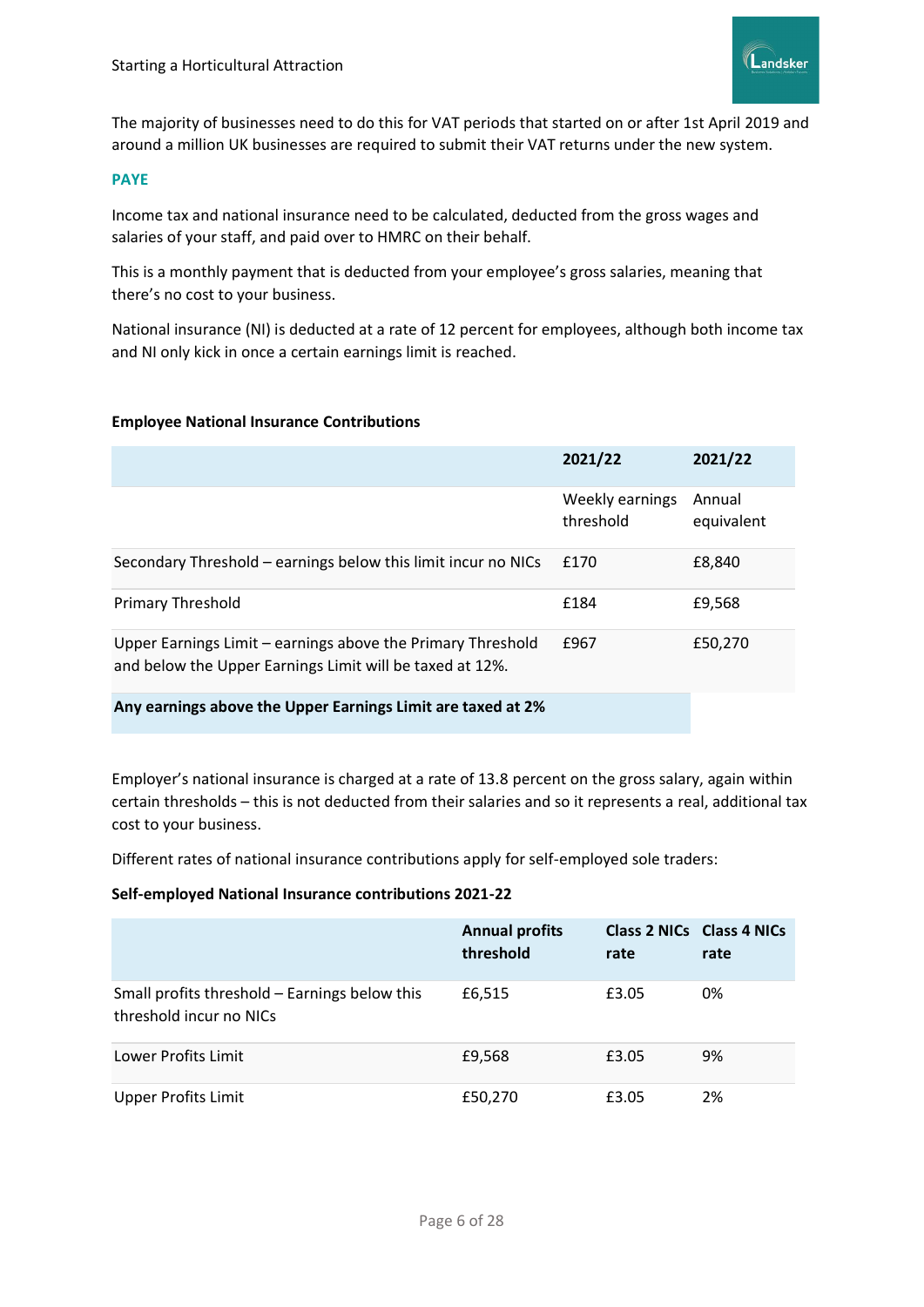The majority of businesses need to do this for VAT periods that started on or after 1st April 2019 and around a million UK businesses are required to submit their VAT returns under the new system.

### PAYE

Income tax and national insurance need to be calculated, deducted from the gross wages and salaries of your staff, and paid over to HMRC on their behalf.

This is a monthly payment that is deducted from your employee's gross salaries, meaning that there's no cost to your business.

National insurance (NI) is deducted at a rate of 12 percent for employees, although both income tax and NI only kick in once a certain earnings limit is reached.

**Employee National Insurance Contributions**

| | 2021/22 | 2021/22 |
|---|---|---|
| | Weekly earnings threshold | Annual equivalent |
| Secondary Threshold – earnings below this limit incur no NICs | £170 | £8,840 |
| Primary Threshold | £184 | £9,568 |
| Upper Earnings Limit – earnings above the Primary Threshold and below the Upper Earnings Limit will be taxed at 12%. | £967 | £50,270 |
| **Any earnings above the Upper Earnings Limit are taxed at 2%** | | |

Employer's national insurance is charged at a rate of 13.8 percent on the gross salary, again within certain thresholds – this is not deducted from their salaries and so it represents a real, additional tax cost to your business.

Different rates of national insurance contributions apply for self-employed sole traders:

**Self-employed National Insurance contributions 2021-22**

| | Annual profits threshold | Class 2 NICs rate | Class 4 NICs rate |
|---|---|---|---|
| Small profits threshold – Earnings below this threshold incur no NICs | £6,515 | £3.05 | 0% |
| Lower Profits Limit | £9,568 | £3.05 | 9% |
| Upper Profits Limit | £50,270 | £3.05 | 2% |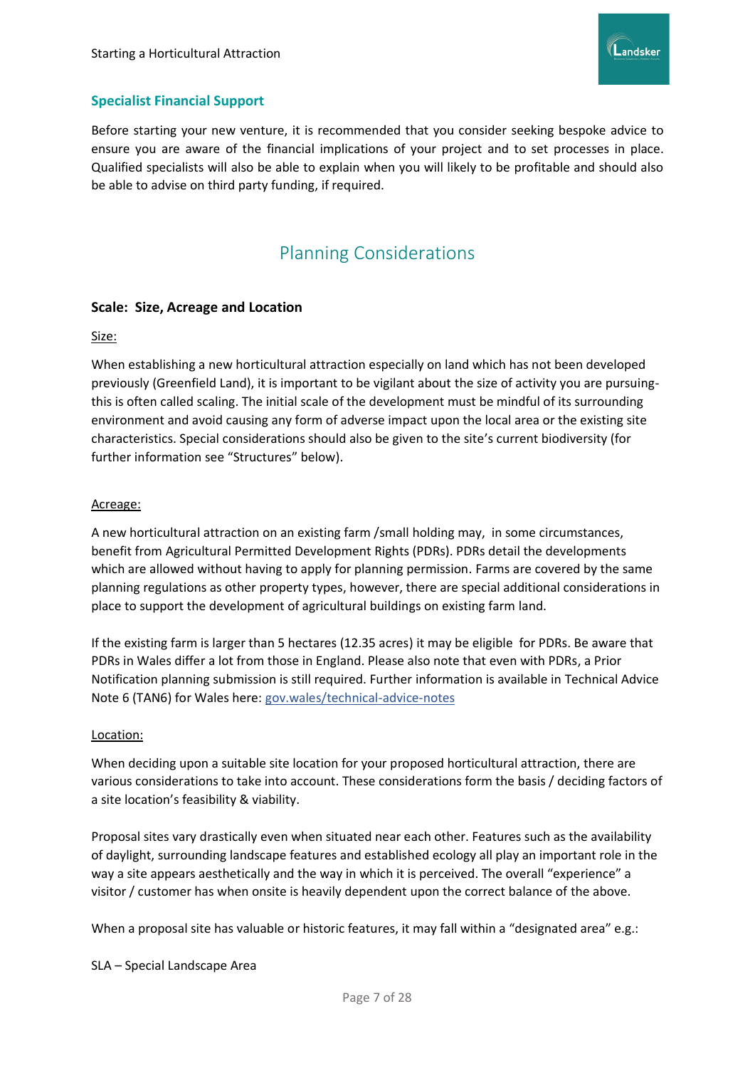## Specialist Financial Support

Before starting your new venture, it is recommended that you consider seeking bespoke advice to ensure you are aware of the financial implications of your project and to set processes in place. Qualified specialists will also be able to explain when you will likely to be profitable and should also be able to advise on third party funding, if required.

# Planning Considerations

### Scale: Size, Acreage and Location

Size:

When establishing a new horticultural attraction especially on land which has not been developed previously (Greenfield Land), it is important to be vigilant about the size of activity you are pursuing- this is often called scaling. The initial scale of the development must be mindful of its surrounding environment and avoid causing any form of adverse impact upon the local area or the existing site characteristics. Special considerations should also be given to the site's current biodiversity (for further information see "Structures" below).

Acreage:

A new horticultural attraction on an existing farm /small holding may, in some circumstances, benefit from Agricultural Permitted Development Rights (PDRs). PDRs detail the developments which are allowed without having to apply for planning permission. Farms are covered by the same planning regulations as other property types, however, there are special additional considerations in place to support the development of agricultural buildings on existing farm land.

If the existing farm is larger than 5 hectares (12.35 acres) it may be eligible for PDRs. Be aware that PDRs in Wales differ a lot from those in England. Please also note that even with PDRs, a Prior Notification planning submission is still required. Further information is available in Technical Advice Note 6 (TAN6) for Wales here: [gov.wales/technical-advice-notes](gov.wales/technical-advice-notes)

Location:

When deciding upon a suitable site location for your proposed horticultural attraction, there are various considerations to take into account. These considerations form the basis / deciding factors of a site location's feasibility & viability.

Proposal sites vary drastically even when situated near each other. Features such as the availability of daylight, surrounding landscape features and established ecology all play an important role in the way a site appears aesthetically and the way in which it is perceived. The overall "experience" a visitor / customer has when onsite is heavily dependent upon the correct balance of the above.

When a proposal site has valuable or historic features, it may fall within a "designated area" e.g.:

SLA – Special Landscape Area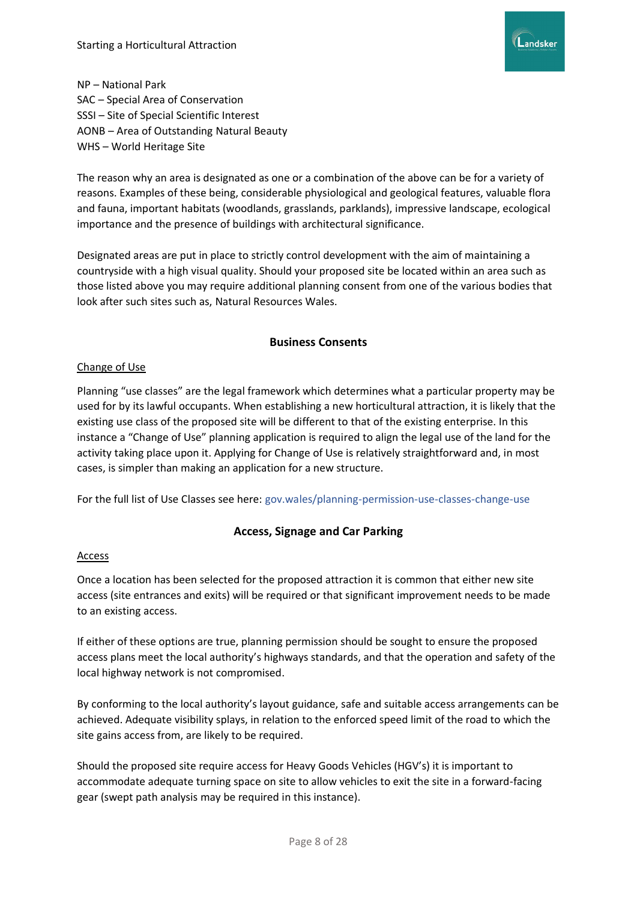NP – National Park  
SAC – Special Area of Conservation  
SSSI – Site of Special Scientific Interest  
AONB – Area of Outstanding Natural Beauty  
WHS – World Heritage Site

The reason why an area is designated as one or a combination of the above can be for a variety of reasons. Examples of these being, considerable physiological and geological features, valuable flora and fauna, important habitats (woodlands, grasslands, parklands), impressive landscape, ecological importance and the presence of buildings with architectural significance.

Designated areas are put in place to strictly control development with the aim of maintaining a countryside with a high visual quality. Should your proposed site be located within an area such as those listed above you may require additional planning consent from one of the various bodies that look after such sites such as, Natural Resources Wales.

## Business Consents

### Change of Use

Planning "use classes" are the legal framework which determines what a particular property may be used for by its lawful occupants. When establishing a new horticultural attraction, it is likely that the existing use class of the proposed site will be different to that of the existing enterprise. In this instance a "Change of Use" planning application is required to align the legal use of the land for the activity taking place upon it. Applying for Change of Use is relatively straightforward and, in most cases, is simpler than making an application for a new structure.

For the full list of Use Classes see here: gov.wales/planning-permission-use-classes-change-use

## Access, Signage and Car Parking

### Access

Once a location has been selected for the proposed attraction it is common that either new site access (site entrances and exits) will be required or that significant improvement needs to be made to an existing access.

If either of these options are true, planning permission should be sought to ensure the proposed access plans meet the local authority's highways standards, and that the operation and safety of the local highway network is not compromised.

By conforming to the local authority's layout guidance, safe and suitable access arrangements can be achieved. Adequate visibility splays, in relation to the enforced speed limit of the road to which the site gains access from, are likely to be required.

Should the proposed site require access for Heavy Goods Vehicles (HGV's) it is important to accommodate adequate turning space on site to allow vehicles to exit the site in a forward-facing gear (swept path analysis may be required in this instance).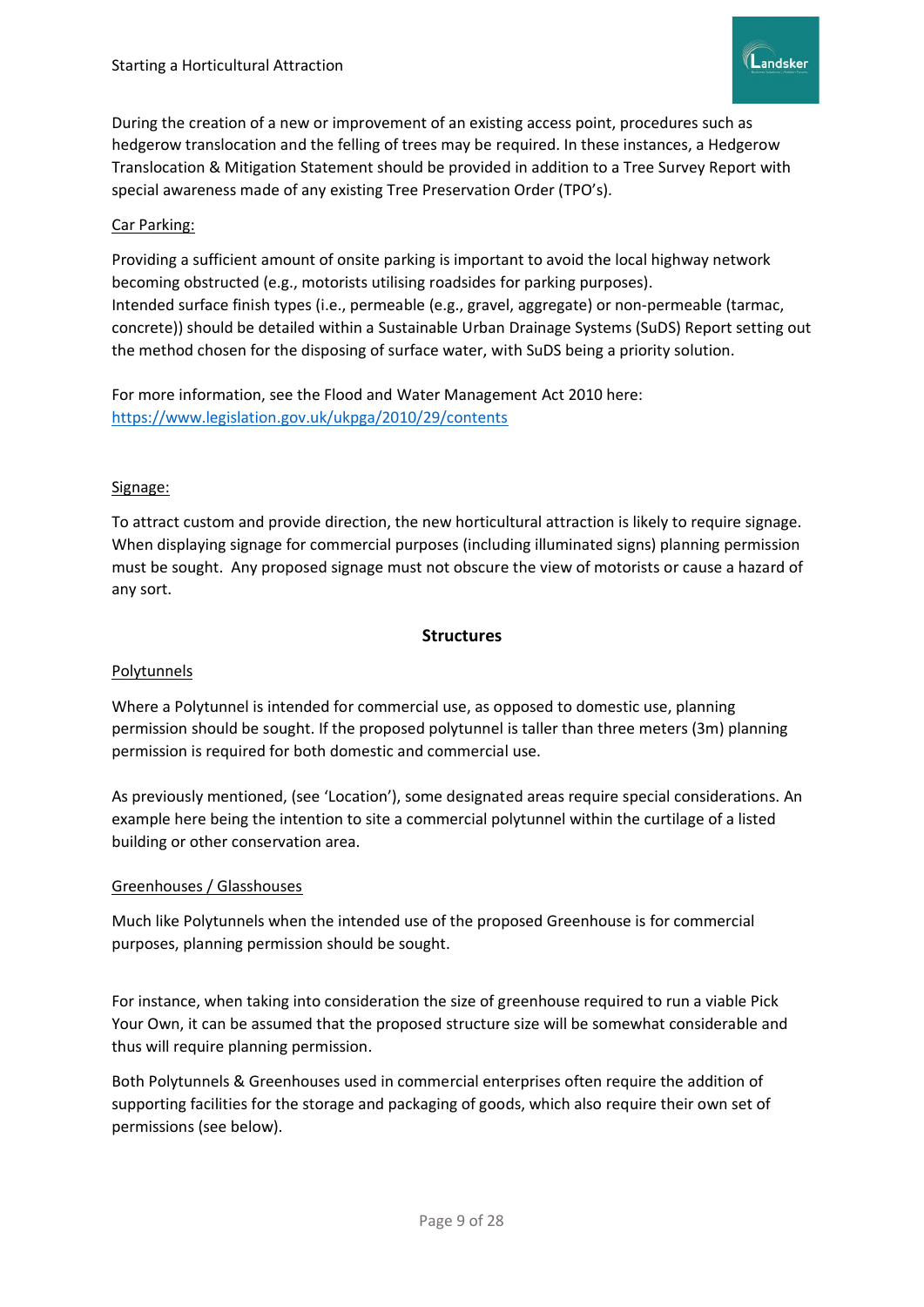During the creation of a new or improvement of an existing access point, procedures such as hedgerow translocation and the felling of trees may be required. In these instances, a Hedgerow Translocation & Mitigation Statement should be provided in addition to a Tree Survey Report with special awareness made of any existing Tree Preservation Order (TPO's).

Car Parking:

Providing a sufficient amount of onsite parking is important to avoid the local highway network becoming obstructed (e.g., motorists utilising roadsides for parking purposes).
Intended surface finish types (i.e., permeable (e.g., gravel, aggregate) or non-permeable (tarmac, concrete)) should be detailed within a Sustainable Urban Drainage Systems (SuDS) Report setting out the method chosen for the disposing of surface water, with SuDS being a priority solution.

For more information, see the Flood and Water Management Act 2010 here: https://www.legislation.gov.uk/ukpga/2010/29/contents

Signage:

To attract custom and provide direction, the new horticultural attraction is likely to require signage. When displaying signage for commercial purposes (including illuminated signs) planning permission must be sought. Any proposed signage must not obscure the view of motorists or cause a hazard of any sort.

## Structures

Polytunnels

Where a Polytunnel is intended for commercial use, as opposed to domestic use, planning permission should be sought. If the proposed polytunnel is taller than three meters (3m) planning permission is required for both domestic and commercial use.

As previously mentioned, (see 'Location'), some designated areas require special considerations. An example here being the intention to site a commercial polytunnel within the curtilage of a listed building or other conservation area.

Greenhouses / Glasshouses

Much like Polytunnels when the intended use of the proposed Greenhouse is for commercial purposes, planning permission should be sought.

For instance, when taking into consideration the size of greenhouse required to run a viable Pick Your Own, it can be assumed that the proposed structure size will be somewhat considerable and thus will require planning permission.

Both Polytunnels & Greenhouses used in commercial enterprises often require the addition of supporting facilities for the storage and packaging of goods, which also require their own set of permissions (see below).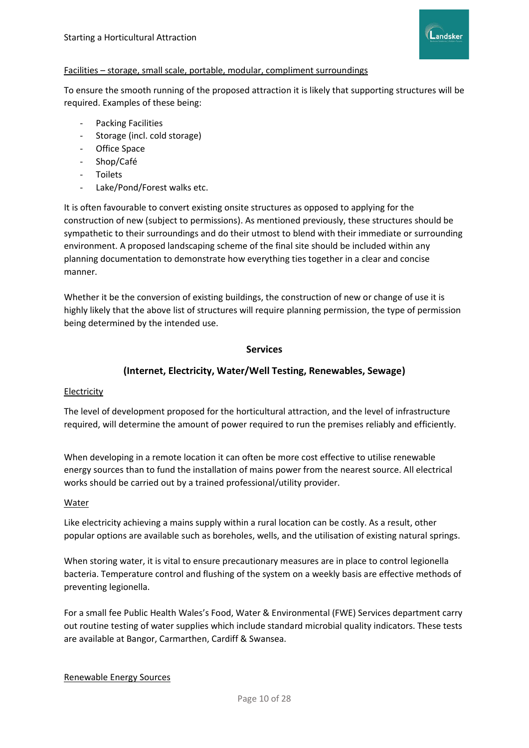Facilities – storage, small scale, portable, modular, compliment surroundings

To ensure the smooth running of the proposed attraction it is likely that supporting structures will be required. Examples of these being:

- Packing Facilities
- Storage (incl. cold storage)
- Office Space
- Shop/Café
- Toilets
- Lake/Pond/Forest walks etc.

It is often favourable to convert existing onsite structures as opposed to applying for the construction of new (subject to permissions). As mentioned previously, these structures should be sympathetic to their surroundings and do their utmost to blend with their immediate or surrounding environment. A proposed landscaping scheme of the final site should be included within any planning documentation to demonstrate how everything ties together in a clear and concise manner.

Whether it be the conversion of existing buildings, the construction of new or change of use it is highly likely that the above list of structures will require planning permission, the type of permission being determined by the intended use.

## Services

## (Internet, Electricity, Water/Well Testing, Renewables, Sewage)

Electricity

The level of development proposed for the horticultural attraction, and the level of infrastructure required, will determine the amount of power required to run the premises reliably and efficiently.

When developing in a remote location it can often be more cost effective to utilise renewable energy sources than to fund the installation of mains power from the nearest source. All electrical works should be carried out by a trained professional/utility provider.

Water

Like electricity achieving a mains supply within a rural location can be costly. As a result, other popular options are available such as boreholes, wells, and the utilisation of existing natural springs.

When storing water, it is vital to ensure precautionary measures are in place to control legionella bacteria. Temperature control and flushing of the system on a weekly basis are effective methods of preventing legionella.

For a small fee Public Health Wales's Food, Water & Environmental (FWE) Services department carry out routine testing of water supplies which include standard microbial quality indicators. These tests are available at Bangor, Carmarthen, Cardiff & Swansea.

Renewable Energy Sources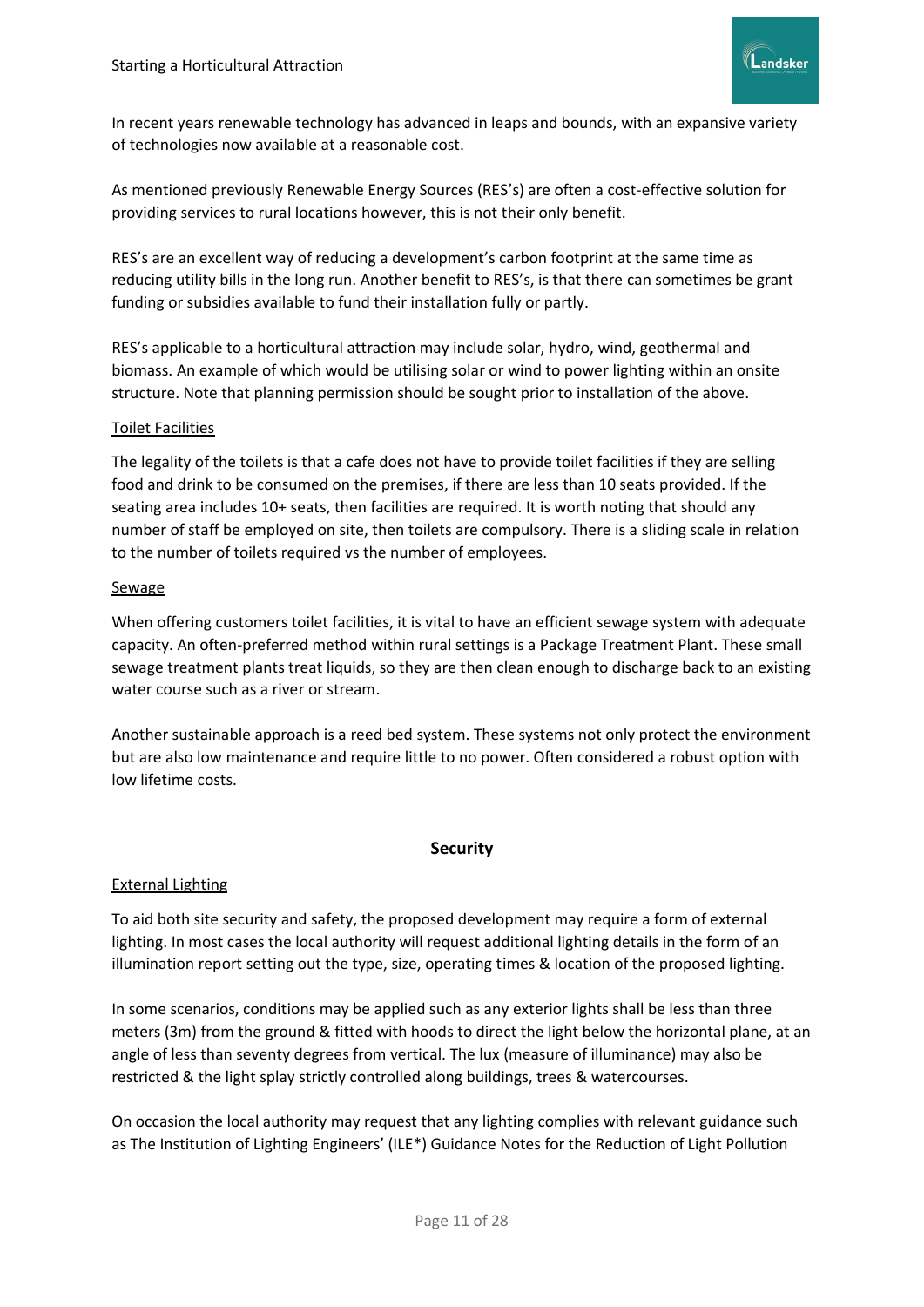In recent years renewable technology has advanced in leaps and bounds, with an expansive variety of technologies now available at a reasonable cost.

As mentioned previously Renewable Energy Sources (RES's) are often a cost-effective solution for providing services to rural locations however, this is not their only benefit.

RES's are an excellent way of reducing a development's carbon footprint at the same time as reducing utility bills in the long run. Another benefit to RES's, is that there can sometimes be grant funding or subsidies available to fund their installation fully or partly.

RES's applicable to a horticultural attraction may include solar, hydro, wind, geothermal and biomass. An example of which would be utilising solar or wind to power lighting within an onsite structure. Note that planning permission should be sought prior to installation of the above.

<u>Toilet Facilities</u>

The legality of the toilets is that a cafe does not have to provide toilet facilities if they are selling food and drink to be consumed on the premises, if there are less than 10 seats provided. If the seating area includes 10+ seats, then facilities are required. It is worth noting that should any number of staff be employed on site, then toilets are compulsory. There is a sliding scale in relation to the number of toilets required vs the number of employees.

<u>Sewage</u>

When offering customers toilet facilities, it is vital to have an efficient sewage system with adequate capacity. An often-preferred method within rural settings is a Package Treatment Plant. These small sewage treatment plants treat liquids, so they are then clean enough to discharge back to an existing water course such as a river or stream.

Another sustainable approach is a reed bed system. These systems not only protect the environment but are also low maintenance and require little to no power. Often considered a robust option with low lifetime costs.

## Security

<u>External Lighting</u>

To aid both site security and safety, the proposed development may require a form of external lighting. In most cases the local authority will request additional lighting details in the form of an illumination report setting out the type, size, operating times & location of the proposed lighting.

In some scenarios, conditions may be applied such as any exterior lights shall be less than three meters (3m) from the ground & fitted with hoods to direct the light below the horizontal plane, at an angle of less than seventy degrees from vertical. The lux (measure of illuminance) may also be restricted & the light splay strictly controlled along buildings, trees & watercourses.

On occasion the local authority may request that any lighting complies with relevant guidance such as The Institution of Lighting Engineers' (ILE*) Guidance Notes for the Reduction of Light Pollution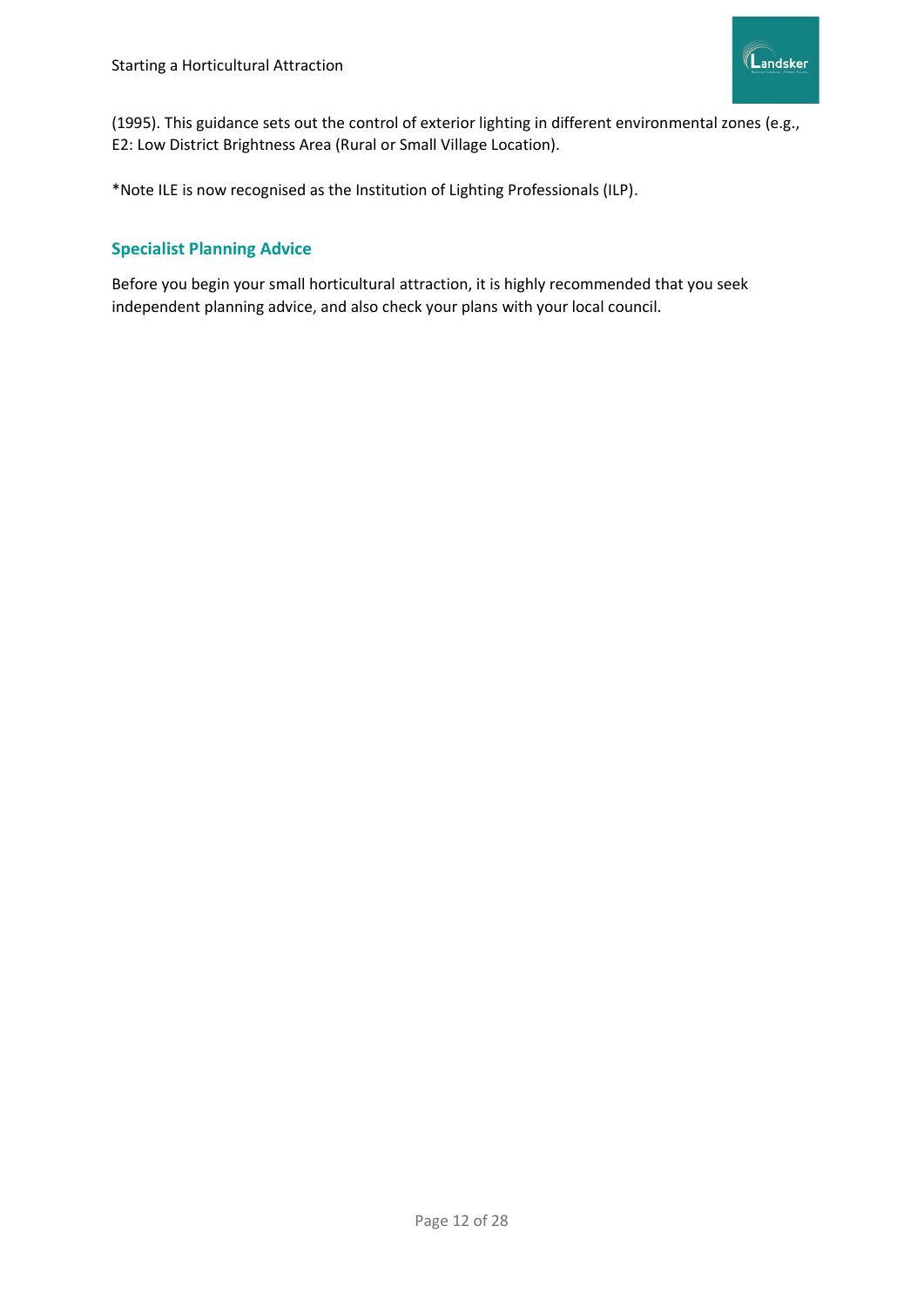(1995). This guidance sets out the control of exterior lighting in different environmental zones (e.g., E2: Low District Brightness Area (Rural or Small Village Location).

*Note ILE is now recognised as the Institution of Lighting Professionals (ILP).

## Specialist Planning Advice

Before you begin your small horticultural attraction, it is highly recommended that you seek independent planning advice, and also check your plans with your local council.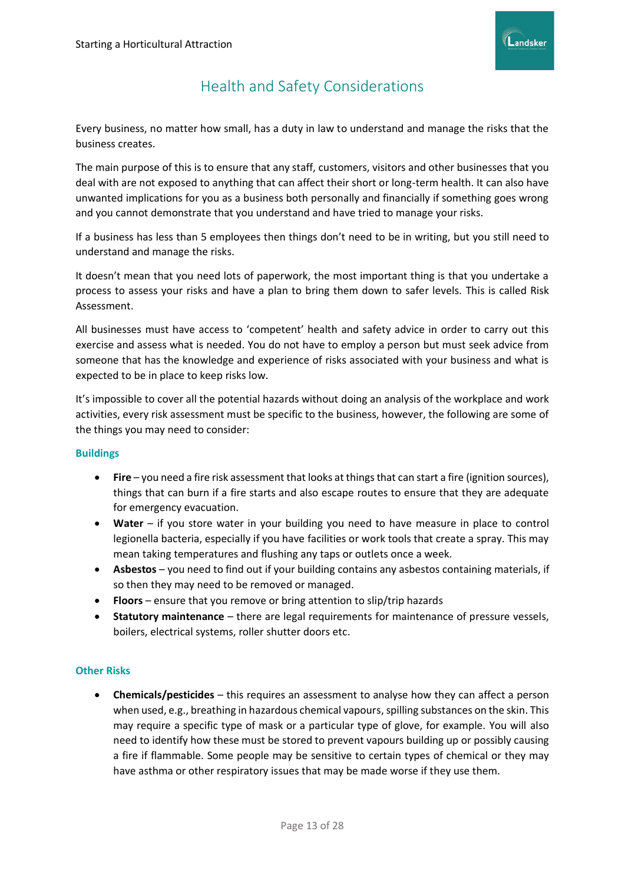## Health and Safety Considerations

Every business, no matter how small, has a duty in law to understand and manage the risks that the business creates.

The main purpose of this is to ensure that any staff, customers, visitors and other businesses that you deal with are not exposed to anything that can affect their short or long-term health. It can also have unwanted implications for you as a business both personally and financially if something goes wrong and you cannot demonstrate that you understand and have tried to manage your risks.

If a business has less than 5 employees then things don't need to be in writing, but you still need to understand and manage the risks.

It doesn't mean that you need lots of paperwork, the most important thing is that you undertake a process to assess your risks and have a plan to bring them down to safer levels. This is called Risk Assessment.

All businesses must have access to 'competent' health and safety advice in order to carry out this exercise and assess what is needed. You do not have to employ a person but must seek advice from someone that has the knowledge and experience of risks associated with your business and what is expected to be in place to keep risks low.

It's impossible to cover all the potential hazards without doing an analysis of the workplace and work activities, every risk assessment must be specific to the business, however, the following are some of the things you may need to consider:

### Buildings

- **Fire** – you need a fire risk assessment that looks at things that can start a fire (ignition sources), things that can burn if a fire starts and also escape routes to ensure that they are adequate for emergency evacuation.
- **Water** – if you store water in your building you need to have measure in place to control legionella bacteria, especially if you have facilities or work tools that create a spray. This may mean taking temperatures and flushing any taps or outlets once a week.
- **Asbestos** – you need to find out if your building contains any asbestos containing materials, if so then they may need to be removed or managed.
- **Floors** – ensure that you remove or bring attention to slip/trip hazards
- **Statutory maintenance** – there are legal requirements for maintenance of pressure vessels, boilers, electrical systems, roller shutter doors etc.

### Other Risks

- **Chemicals/pesticides** – this requires an assessment to analyse how they can affect a person when used, e.g., breathing in hazardous chemical vapours, spilling substances on the skin. This may require a specific type of mask or a particular type of glove, for example. You will also need to identify how these must be stored to prevent vapours building up or possibly causing a fire if flammable. Some people may be sensitive to certain types of chemical or they may have asthma or other respiratory issues that may be made worse if they use them.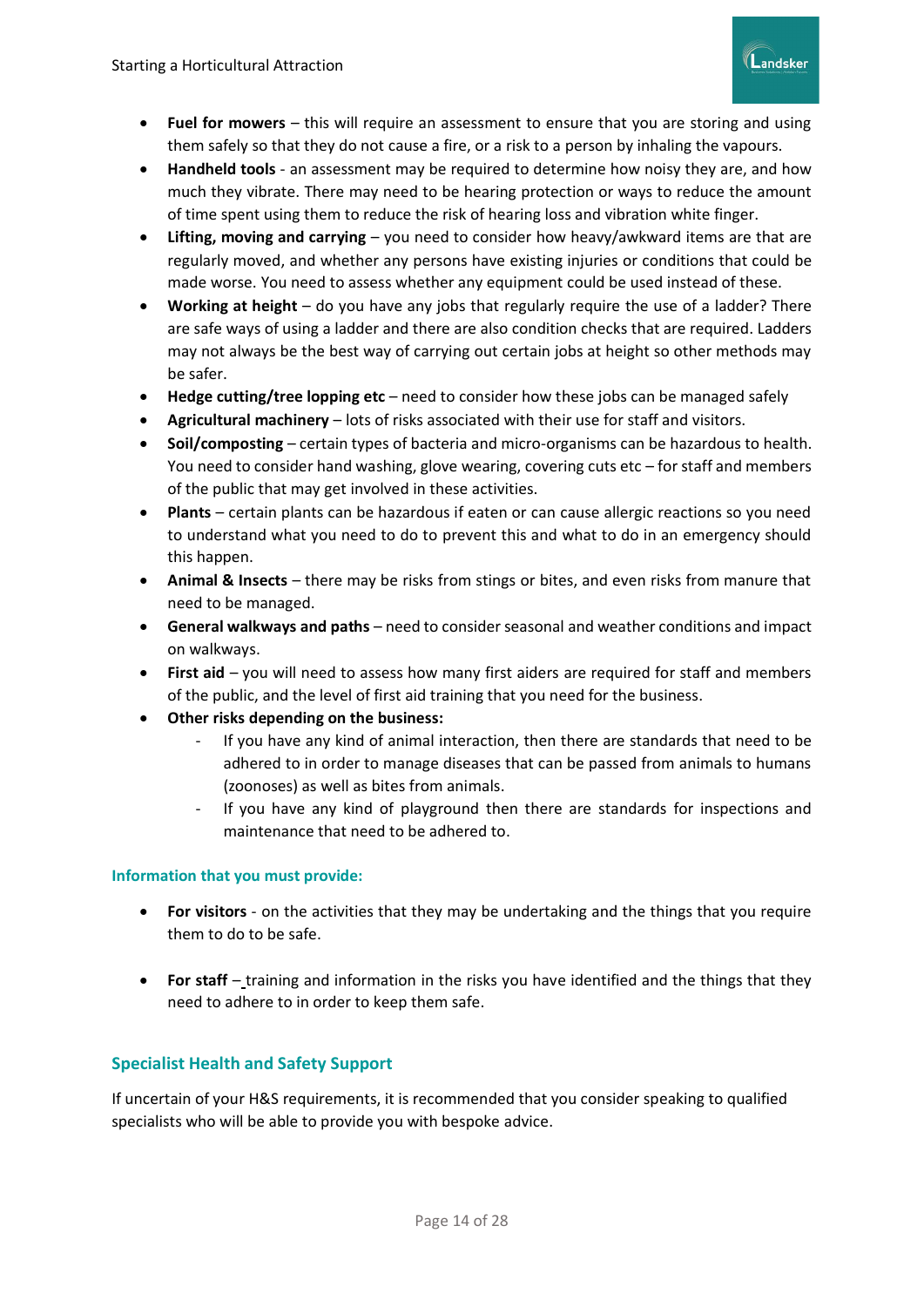- **Fuel for mowers** – this will require an assessment to ensure that you are storing and using them safely so that they do not cause a fire, or a risk to a person by inhaling the vapours.
- **Handheld tools** - an assessment may be required to determine how noisy they are, and how much they vibrate. There may need to be hearing protection or ways to reduce the amount of time spent using them to reduce the risk of hearing loss and vibration white finger.
- **Lifting, moving and carrying** – you need to consider how heavy/awkward items are that are regularly moved, and whether any persons have existing injuries or conditions that could be made worse. You need to assess whether any equipment could be used instead of these.
- **Working at height** – do you have any jobs that regularly require the use of a ladder? There are safe ways of using a ladder and there are also condition checks that are required. Ladders may not always be the best way of carrying out certain jobs at height so other methods may be safer.
- **Hedge cutting/tree lopping etc** – need to consider how these jobs can be managed safely
- **Agricultural machinery** – lots of risks associated with their use for staff and visitors.
- **Soil/composting** – certain types of bacteria and micro-organisms can be hazardous to health. You need to consider hand washing, glove wearing, covering cuts etc – for staff and members of the public that may get involved in these activities.
- **Plants** – certain plants can be hazardous if eaten or can cause allergic reactions so you need to understand what you need to do to prevent this and what to do in an emergency should this happen.
- **Animal & Insects** – there may be risks from stings or bites, and even risks from manure that need to be managed.
- **General walkways and paths** – need to consider seasonal and weather conditions and impact on walkways.
- **First aid** – you will need to assess how many first aiders are required for staff and members of the public, and the level of first aid training that you need for the business.
- **Other risks depending on the business:**
  - If you have any kind of animal interaction, then there are standards that need to be adhered to in order to manage diseases that can be passed from animals to humans (zoonoses) as well as bites from animals.
  - If you have any kind of playground then there are standards for inspections and maintenance that need to be adhered to.

### Information that you must provide:

- **For visitors** - on the activities that they may be undertaking and the things that you require them to do to be safe.

- **For staff** – training and information in the risks you have identified and the things that they need to adhere to in order to keep them safe.

## Specialist Health and Safety Support

If uncertain of your H&S requirements, it is recommended that you consider speaking to qualified specialists who will be able to provide you with bespoke advice.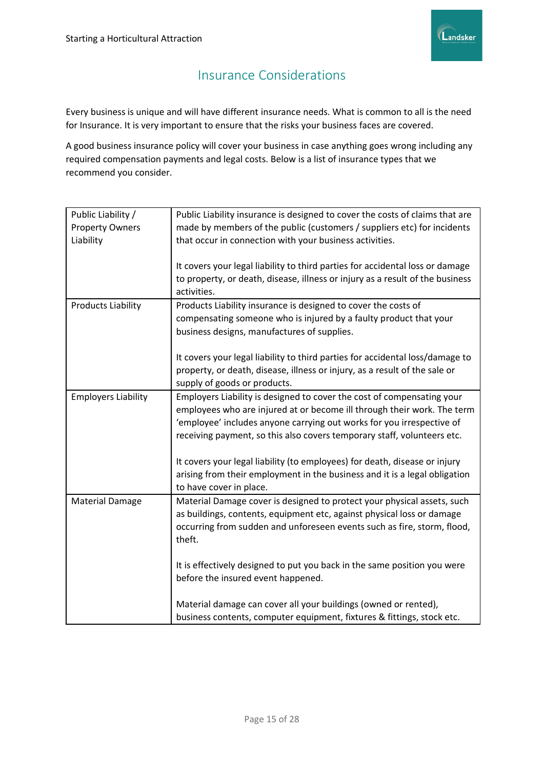## Insurance Considerations

Every business is unique and will have different insurance needs. What is common to all is the need for Insurance. It is very important to ensure that the risks your business faces are covered.

A good business insurance policy will cover your business in case anything goes wrong including any required compensation payments and legal costs. Below is a list of insurance types that we recommend you consider.

| | |
|---|---|
| Public Liability / Property Owners Liability | Public Liability insurance is designed to cover the costs of claims that are made by members of the public (customers / suppliers etc) for incidents that occur in connection with your business activities.<br><br>It covers your legal liability to third parties for accidental loss or damage to property, or death, disease, illness or injury as a result of the business activities. |
| Products Liability | Products Liability insurance is designed to cover the costs of compensating someone who is injured by a faulty product that your business designs, manufactures of supplies.<br><br>It covers your legal liability to third parties for accidental loss/damage to property, or death, disease, illness or injury, as a result of the sale or supply of goods or products. |
| Employers Liability | Employers Liability is designed to cover the cost of compensating your employees who are injured at or become ill through their work. The term 'employee' includes anyone carrying out works for you irrespective of receiving payment, so this also covers temporary staff, volunteers etc.<br><br>It covers your legal liability (to employees) for death, disease or injury arising from their employment in the business and it is a legal obligation to have cover in place. |
| Material Damage | Material Damage cover is designed to protect your physical assets, such as buildings, contents, equipment etc, against physical loss or damage occurring from sudden and unforeseen events such as fire, storm, flood, theft.<br><br>It is effectively designed to put you back in the same position you were before the insured event happened.<br><br>Material damage can cover all your buildings (owned or rented), business contents, computer equipment, fixtures & fittings, stock etc. |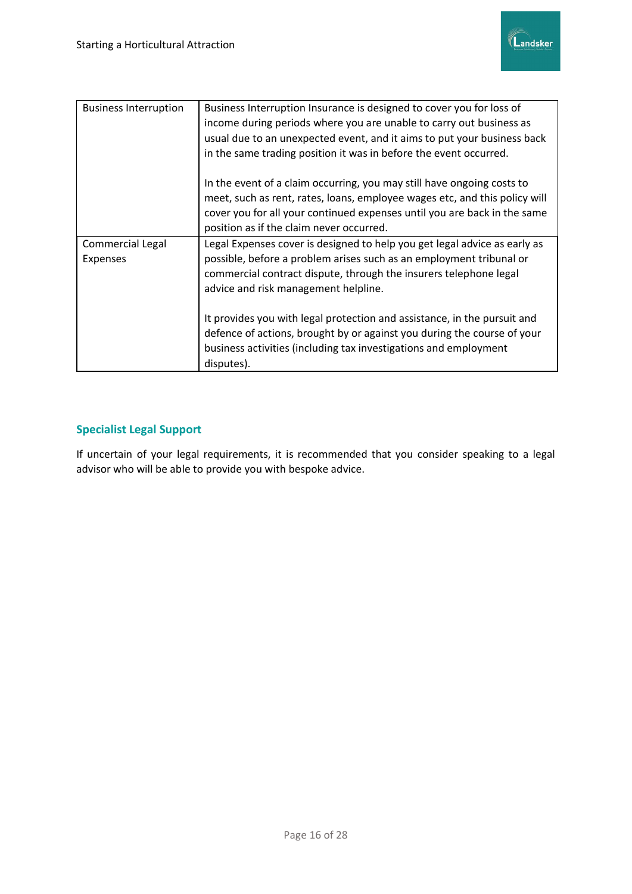| | |
|---|---|
| Business Interruption | Business Interruption Insurance is designed to cover you for loss of income during periods where you are unable to carry out business as usual due to an unexpected event, and it aims to put your business back in the same trading position it was in before the event occurred.<br><br>In the event of a claim occurring, you may still have ongoing costs to meet, such as rent, rates, loans, employee wages etc, and this policy will cover you for all your continued expenses until you are back in the same position as if the claim never occurred. |
| Commercial Legal Expenses | Legal Expenses cover is designed to help you get legal advice as early as possible, before a problem arises such as an employment tribunal or commercial contract dispute, through the insurers telephone legal advice and risk management helpline.<br><br>It provides you with legal protection and assistance, in the pursuit and defence of actions, brought by or against you during the course of your business activities (including tax investigations and employment disputes). |

## Specialist Legal Support

If uncertain of your legal requirements, it is recommended that you consider speaking to a legal advisor who will be able to provide you with bespoke advice.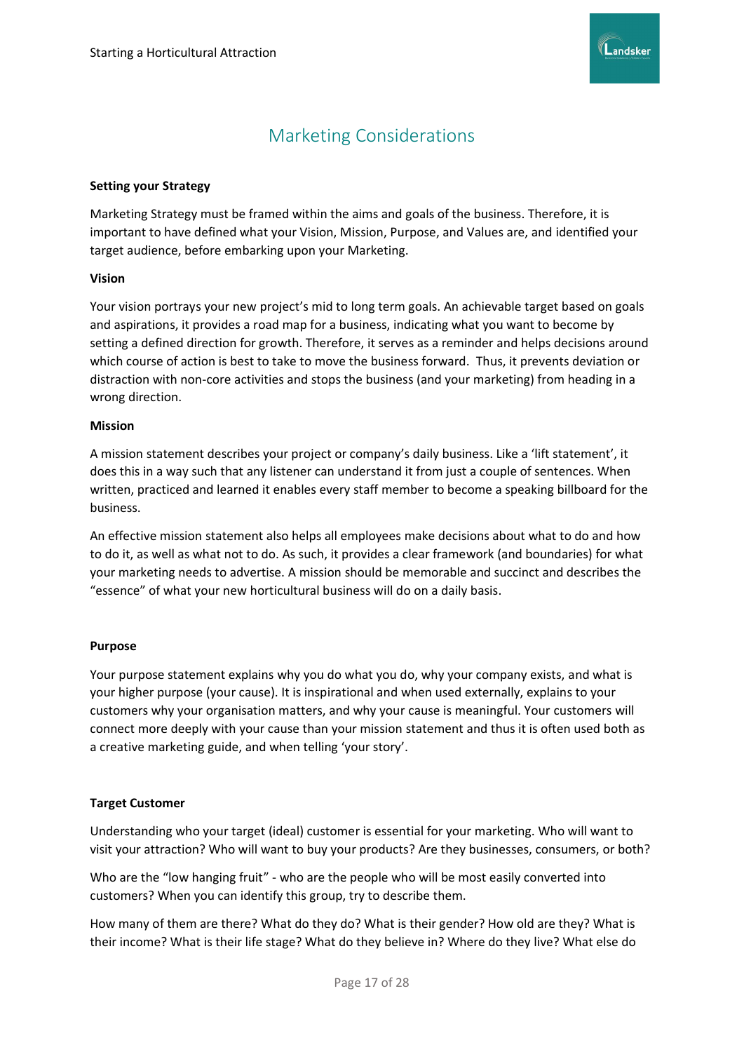# Marketing Considerations

**Setting your Strategy**

Marketing Strategy must be framed within the aims and goals of the business. Therefore, it is important to have defined what your Vision, Mission, Purpose, and Values are, and identified your target audience, before embarking upon your Marketing.

**Vision**

Your vision portrays your new project's mid to long term goals. An achievable target based on goals and aspirations, it provides a road map for a business, indicating what you want to become by setting a defined direction for growth. Therefore, it serves as a reminder and helps decisions around which course of action is best to take to move the business forward. Thus, it prevents deviation or distraction with non-core activities and stops the business (and your marketing) from heading in a wrong direction.

**Mission**

A mission statement describes your project or company's daily business. Like a 'lift statement', it does this in a way such that any listener can understand it from just a couple of sentences. When written, practiced and learned it enables every staff member to become a speaking billboard for the business.

An effective mission statement also helps all employees make decisions about what to do and how to do it, as well as what not to do. As such, it provides a clear framework (and boundaries) for what your marketing needs to advertise. A mission should be memorable and succinct and describes the "essence" of what your new horticultural business will do on a daily basis.

**Purpose**

Your purpose statement explains why you do what you do, why your company exists, and what is your higher purpose (your cause). It is inspirational and when used externally, explains to your customers why your organisation matters, and why your cause is meaningful. Your customers will connect more deeply with your cause than your mission statement and thus it is often used both as a creative marketing guide, and when telling 'your story'.

**Target Customer**

Understanding who your target (ideal) customer is essential for your marketing. Who will want to visit your attraction? Who will want to buy your products? Are they businesses, consumers, or both?

Who are the "low hanging fruit" - who are the people who will be most easily converted into customers? When you can identify this group, try to describe them.

How many of them are there? What do they do? What is their gender? How old are they? What is their income? What is their life stage? What do they believe in? Where do they live? What else do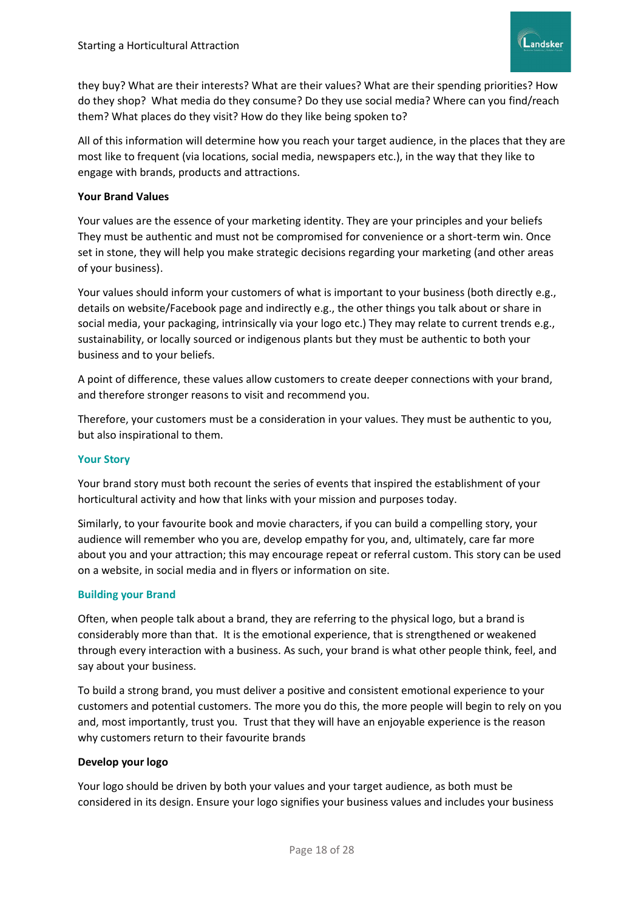they buy? What are their interests? What are their values? What are their spending priorities? How do they shop? What media do they consume? Do they use social media? Where can you find/reach them? What places do they visit? How do they like being spoken to?

All of this information will determine how you reach your target audience, in the places that they are most like to frequent (via locations, social media, newspapers etc.), in the way that they like to engage with brands, products and attractions.

**Your Brand Values**

Your values are the essence of your marketing identity. They are your principles and your beliefs They must be authentic and must not be compromised for convenience or a short-term win. Once set in stone, they will help you make strategic decisions regarding your marketing (and other areas of your business).

Your values should inform your customers of what is important to your business (both directly e.g., details on website/Facebook page and indirectly e.g., the other things you talk about or share in social media, your packaging, intrinsically via your logo etc.) They may relate to current trends e.g., sustainability, or locally sourced or indigenous plants but they must be authentic to both your business and to your beliefs.

A point of difference, these values allow customers to create deeper connections with your brand, and therefore stronger reasons to visit and recommend you.

Therefore, your customers must be a consideration in your values. They must be authentic to you, but also inspirational to them.

### Your Story

Your brand story must both recount the series of events that inspired the establishment of your horticultural activity and how that links with your mission and purposes today.

Similarly, to your favourite book and movie characters, if you can build a compelling story, your audience will remember who you are, develop empathy for you, and, ultimately, care far more about you and your attraction; this may encourage repeat or referral custom. This story can be used on a website, in social media and in flyers or information on site.

### Building your Brand

Often, when people talk about a brand, they are referring to the physical logo, but a brand is considerably more than that. It is the emotional experience, that is strengthened or weakened through every interaction with a business. As such, your brand is what other people think, feel, and say about your business.

To build a strong brand, you must deliver a positive and consistent emotional experience to your customers and potential customers. The more you do this, the more people will begin to rely on you and, most importantly, trust you. Trust that they will have an enjoyable experience is the reason why customers return to their favourite brands

**Develop your logo**

Your logo should be driven by both your values and your target audience, as both must be considered in its design. Ensure your logo signifies your business values and includes your business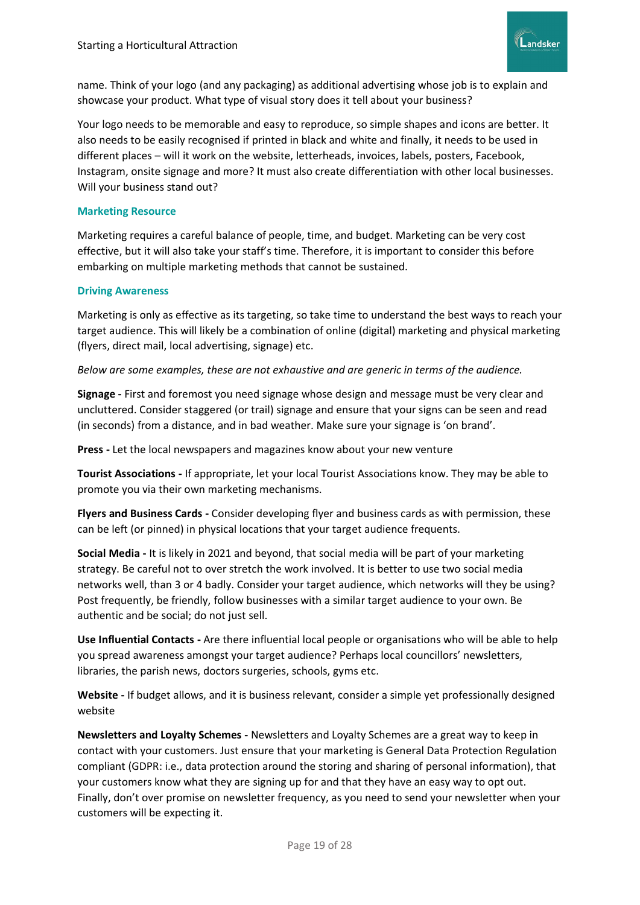name. Think of your logo (and any packaging) as additional advertising whose job is to explain and showcase your product. What type of visual story does it tell about your business?

Your logo needs to be memorable and easy to reproduce, so simple shapes and icons are better. It also needs to be easily recognised if printed in black and white and finally, it needs to be used in different places – will it work on the website, letterheads, invoices, labels, posters, Facebook, Instagram, onsite signage and more? It must also create differentiation with other local businesses. Will your business stand out?

### Marketing Resource

Marketing requires a careful balance of people, time, and budget. Marketing can be very cost effective, but it will also take your staff's time. Therefore, it is important to consider this before embarking on multiple marketing methods that cannot be sustained.

### Driving Awareness

Marketing is only as effective as its targeting, so take time to understand the best ways to reach your target audience. This will likely be a combination of online (digital) marketing and physical marketing (flyers, direct mail, local advertising, signage) etc.

*Below are some examples, these are not exhaustive and are generic in terms of the audience.*

**Signage -** First and foremost you need signage whose design and message must be very clear and uncluttered. Consider staggered (or trail) signage and ensure that your signs can be seen and read (in seconds) from a distance, and in bad weather. Make sure your signage is 'on brand'.

**Press -** Let the local newspapers and magazines know about your new venture

**Tourist Associations -** If appropriate, let your local Tourist Associations know. They may be able to promote you via their own marketing mechanisms.

**Flyers and Business Cards -** Consider developing flyer and business cards as with permission, these can be left (or pinned) in physical locations that your target audience frequents.

**Social Media -** It is likely in 2021 and beyond, that social media will be part of your marketing strategy. Be careful not to over stretch the work involved. It is better to use two social media networks well, than 3 or 4 badly. Consider your target audience, which networks will they be using? Post frequently, be friendly, follow businesses with a similar target audience to your own. Be authentic and be social; do not just sell.

**Use Influential Contacts -** Are there influential local people or organisations who will be able to help you spread awareness amongst your target audience? Perhaps local councillors' newsletters, libraries, the parish news, doctors surgeries, schools, gyms etc.

**Website -** If budget allows, and it is business relevant, consider a simple yet professionally designed website

**Newsletters and Loyalty Schemes -** Newsletters and Loyalty Schemes are a great way to keep in contact with your customers. Just ensure that your marketing is General Data Protection Regulation compliant (GDPR: i.e., data protection around the storing and sharing of personal information), that your customers know what they are signing up for and that they have an easy way to opt out. Finally, don't over promise on newsletter frequency, as you need to send your newsletter when your customers will be expecting it.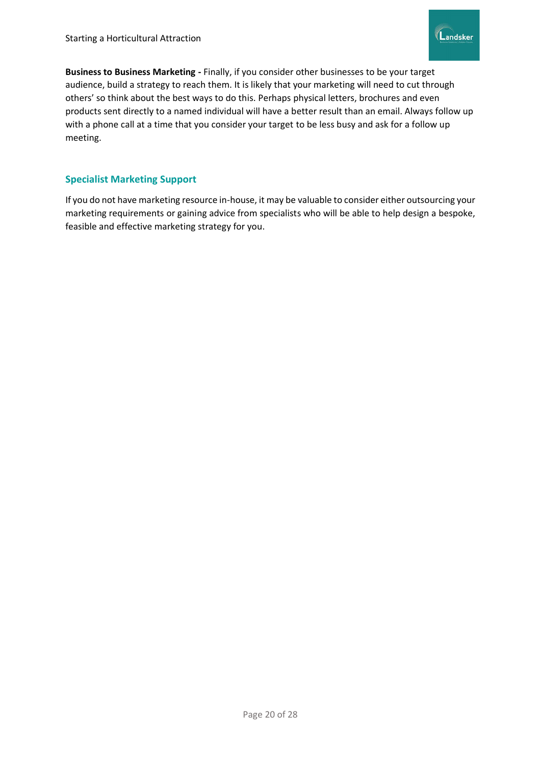**Business to Business Marketing -** Finally, if you consider other businesses to be your target audience, build a strategy to reach them. It is likely that your marketing will need to cut through others' so think about the best ways to do this. Perhaps physical letters, brochures and even products sent directly to a named individual will have a better result than an email. Always follow up with a phone call at a time that you consider your target to be less busy and ask for a follow up meeting.

## Specialist Marketing Support

If you do not have marketing resource in-house, it may be valuable to consider either outsourcing your marketing requirements or gaining advice from specialists who will be able to help design a bespoke, feasible and effective marketing strategy for you.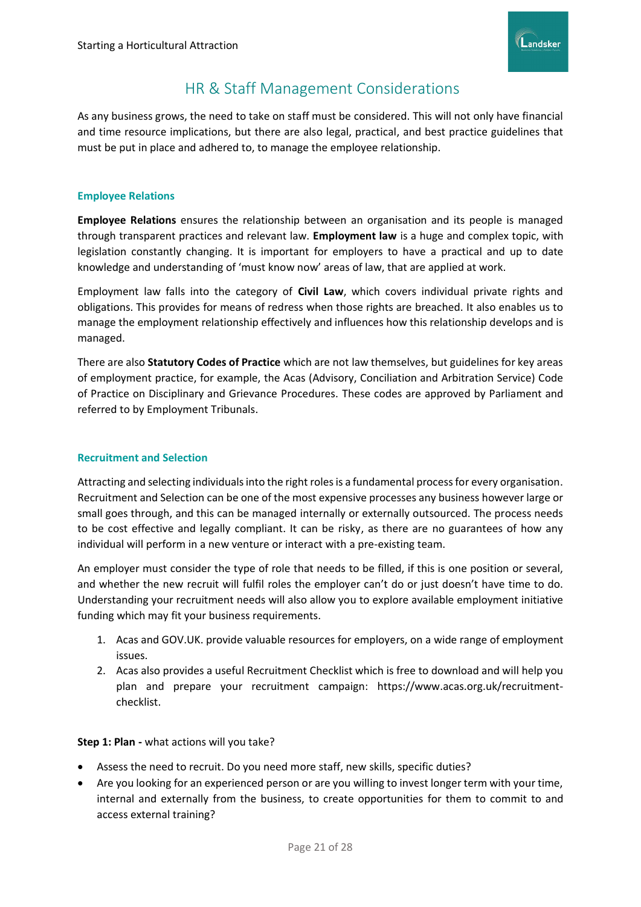## HR & Staff Management Considerations

As any business grows, the need to take on staff must be considered. This will not only have financial and time resource implications, but there are also legal, practical, and best practice guidelines that must be put in place and adhered to, to manage the employee relationship.

### Employee Relations

**Employee Relations** ensures the relationship between an organisation and its people is managed through transparent practices and relevant law. **Employment law** is a huge and complex topic, with legislation constantly changing. It is important for employers to have a practical and up to date knowledge and understanding of 'must know now' areas of law, that are applied at work.

Employment law falls into the category of **Civil Law**, which covers individual private rights and obligations. This provides for means of redress when those rights are breached. It also enables us to manage the employment relationship effectively and influences how this relationship develops and is managed.

There are also **Statutory Codes of Practice** which are not law themselves, but guidelines for key areas of employment practice, for example, the Acas (Advisory, Conciliation and Arbitration Service) Code of Practice on Disciplinary and Grievance Procedures. These codes are approved by Parliament and referred to by Employment Tribunals.

### Recruitment and Selection

Attracting and selecting individuals into the right roles is a fundamental process for every organisation. Recruitment and Selection can be one of the most expensive processes any business however large or small goes through, and this can be managed internally or externally outsourced. The process needs to be cost effective and legally compliant. It can be risky, as there are no guarantees of how any individual will perform in a new venture or interact with a pre-existing team.

An employer must consider the type of role that needs to be filled, if this is one position or several, and whether the new recruit will fulfil roles the employer can't do or just doesn't have time to do. Understanding your recruitment needs will also allow you to explore available employment initiative funding which may fit your business requirements.

1. Acas and GOV.UK. provide valuable resources for employers, on a wide range of employment issues.
2. Acas also provides a useful Recruitment Checklist which is free to download and will help you plan and prepare your recruitment campaign: https://www.acas.org.uk/recruitment-checklist.

**Step 1: Plan -** what actions will you take?

- Assess the need to recruit. Do you need more staff, new skills, specific duties?
- Are you looking for an experienced person or are you willing to invest longer term with your time, internal and externally from the business, to create opportunities for them to commit to and access external training?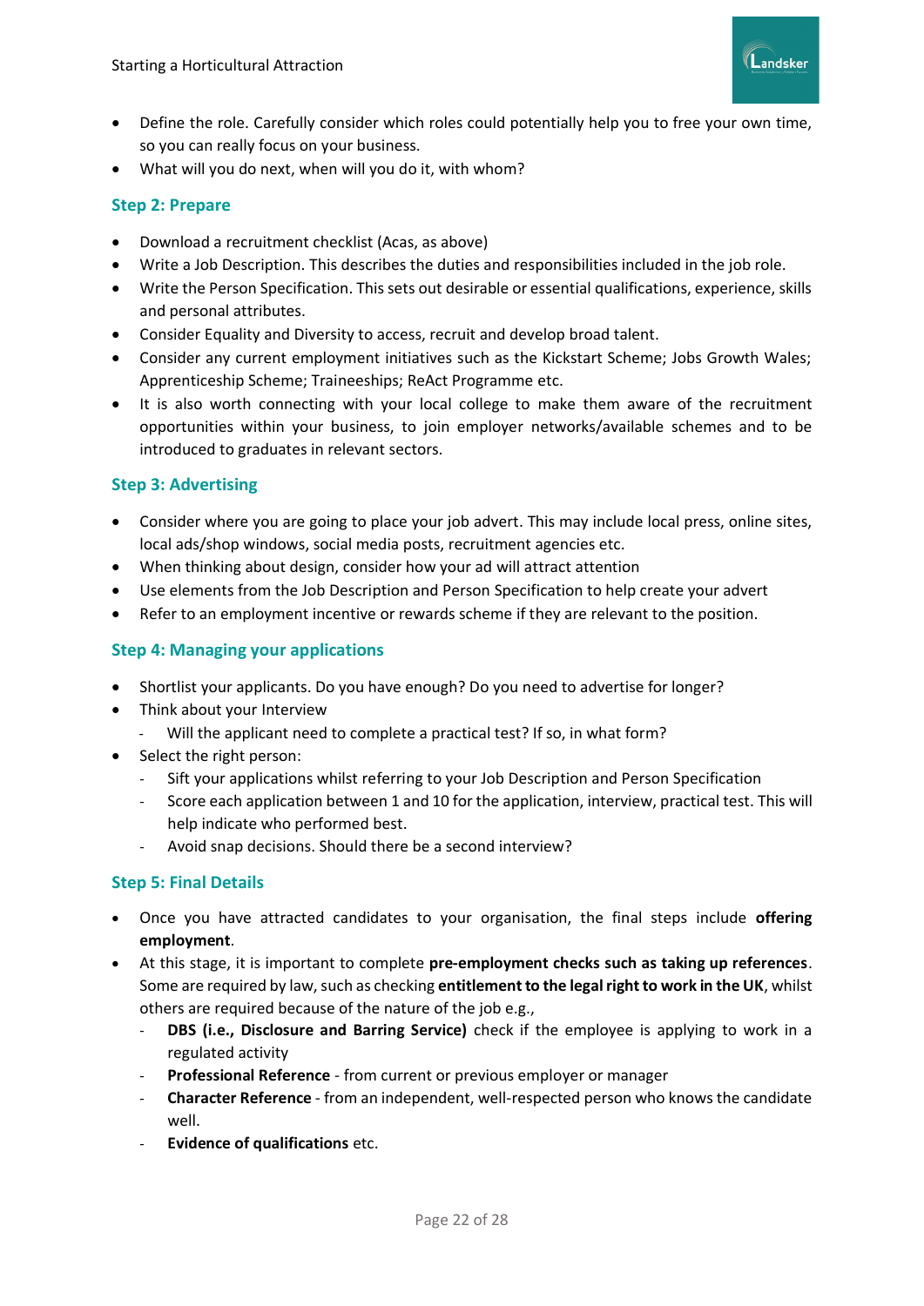- Define the role. Carefully consider which roles could potentially help you to free your own time, so you can really focus on your business.
- What will you do next, when will you do it, with whom?

### Step 2: Prepare

- Download a recruitment checklist (Acas, as above)
- Write a Job Description. This describes the duties and responsibilities included in the job role.
- Write the Person Specification. This sets out desirable or essential qualifications, experience, skills and personal attributes.
- Consider Equality and Diversity to access, recruit and develop broad talent.
- Consider any current employment initiatives such as the Kickstart Scheme; Jobs Growth Wales; Apprenticeship Scheme; Traineeships; ReAct Programme etc.
- It is also worth connecting with your local college to make them aware of the recruitment opportunities within your business, to join employer networks/available schemes and to be introduced to graduates in relevant sectors.

### Step 3: Advertising

- Consider where you are going to place your job advert. This may include local press, online sites, local ads/shop windows, social media posts, recruitment agencies etc.
- When thinking about design, consider how your ad will attract attention
- Use elements from the Job Description and Person Specification to help create your advert
- Refer to an employment incentive or rewards scheme if they are relevant to the position.

### Step 4: Managing your applications

- Shortlist your applicants. Do you have enough? Do you need to advertise for longer?
- Think about your Interview
  - Will the applicant need to complete a practical test? If so, in what form?
- Select the right person:
  - Sift your applications whilst referring to your Job Description and Person Specification
  - Score each application between 1 and 10 for the application, interview, practical test. This will help indicate who performed best.
  - Avoid snap decisions. Should there be a second interview?

### Step 5: Final Details

- Once you have attracted candidates to your organisation, the final steps include **offering employment**.
- At this stage, it is important to complete **pre-employment checks such as taking up references**. Some are required by law, such as checking **entitlement to the legal right to work in the UK**, whilst others are required because of the nature of the job e.g.,
  - **DBS (i.e., Disclosure and Barring Service)** check if the employee is applying to work in a regulated activity
  - **Professional Reference** - from current or previous employer or manager
  - **Character Reference** - from an independent, well-respected person who knows the candidate well.
  - **Evidence of qualifications** etc.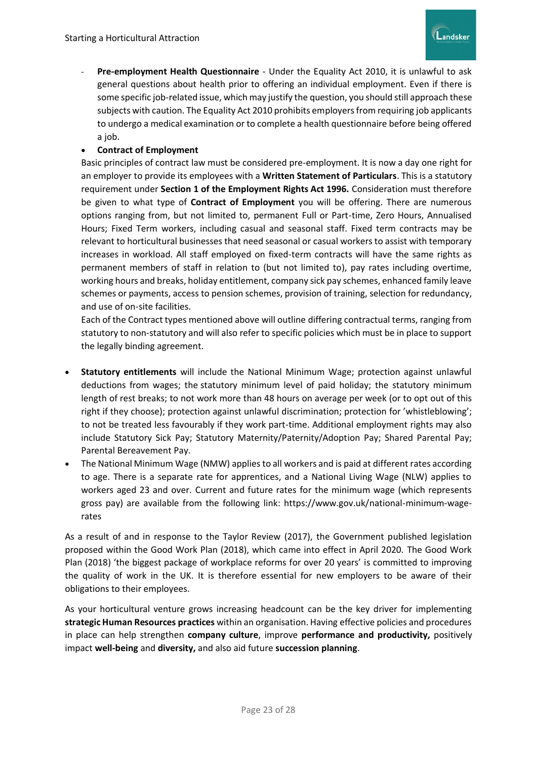- **Pre-employment Health Questionnaire** - Under the Equality Act 2010, it is unlawful to ask general questions about health prior to offering an individual employment. Even if there is some specific job-related issue, which may justify the question, you should still approach these subjects with caution. The Equality Act 2010 prohibits employers from requiring job applicants to undergo a medical examination or to complete a health questionnaire before being offered a job.

- **Contract of Employment**

  Basic principles of contract law must be considered pre-employment. It is now a day one right for an employer to provide its employees with a **Written Statement of Particulars**. This is a statutory requirement under **Section 1 of the Employment Rights Act 1996.** Consideration must therefore be given to what type of **Contract of Employment** you will be offering. There are numerous options ranging from, but not limited to, permanent Full or Part-time, Zero Hours, Annualised Hours; Fixed Term workers, including casual and seasonal staff. Fixed term contracts may be relevant to horticultural businesses that need seasonal or casual workers to assist with temporary increases in workload. All staff employed on fixed-term contracts will have the same rights as permanent members of staff in relation to (but not limited to), pay rates including overtime, working hours and breaks, holiday entitlement, company sick pay schemes, enhanced family leave schemes or payments, access to pension schemes, provision of training, selection for redundancy, and use of on-site facilities.

  Each of the Contract types mentioned above will outline differing contractual terms, ranging from statutory to non-statutory and will also refer to specific policies which must be in place to support the legally binding agreement.

- **Statutory entitlements** will include the National Minimum Wage; protection against unlawful deductions from wages; the statutory minimum level of paid holiday; the statutory minimum length of rest breaks; to not work more than 48 hours on average per week (or to opt out of this right if they choose); protection against unlawful discrimination; protection for 'whistleblowing'; to not be treated less favourably if they work part-time. Additional employment rights may also include Statutory Sick Pay; Statutory Maternity/Paternity/Adoption Pay; Shared Parental Pay; Parental Bereavement Pay.
- The National Minimum Wage (NMW) applies to all workers and is paid at different rates according to age. There is a separate rate for apprentices, and a National Living Wage (NLW) applies to workers aged 23 and over. Current and future rates for the minimum wage (which represents gross pay) are available from the following link: https://www.gov.uk/national-minimum-wage-rates

As a result of and in response to the Taylor Review (2017), the Government published legislation proposed within the Good Work Plan (2018), which came into effect in April 2020. The Good Work Plan (2018) 'the biggest package of workplace reforms for over 20 years' is committed to improving the quality of work in the UK. It is therefore essential for new employers to be aware of their obligations to their employees.

As your horticultural venture grows increasing headcount can be the key driver for implementing **strategic Human Resources practices** within an organisation. Having effective policies and procedures in place can help strengthen **company culture**, improve **performance and productivity,** positively impact **well-being** and **diversity,** and also aid future **succession planning**.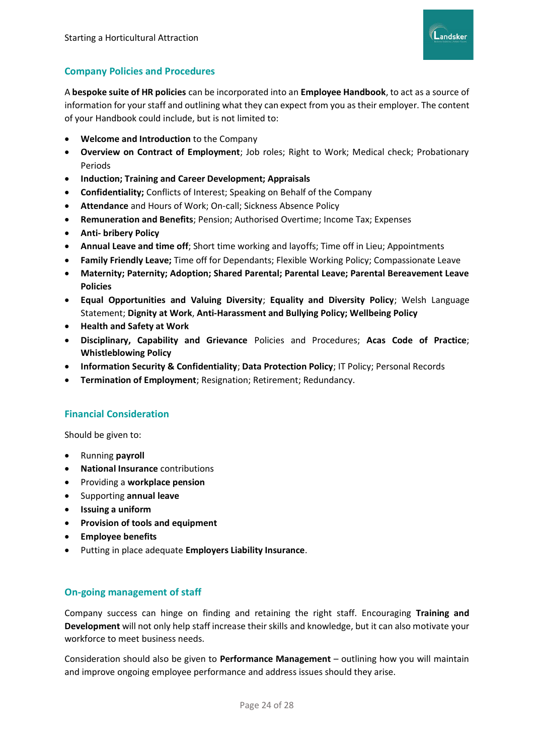## Company Policies and Procedures

A **bespoke suite of HR policies** can be incorporated into an **Employee Handbook**, to act as a source of information for your staff and outlining what they can expect from you as their employer. The content of your Handbook could include, but is not limited to:

- **Welcome and Introduction** to the Company
- **Overview on Contract of Employment**; Job roles; Right to Work; Medical check; Probationary Periods
- **Induction; Training and Career Development; Appraisals**
- **Confidentiality;** Conflicts of Interest; Speaking on Behalf of the Company
- **Attendance** and Hours of Work; On-call; Sickness Absence Policy
- **Remuneration and Benefits**; Pension; Authorised Overtime; Income Tax; Expenses
- **Anti- bribery Policy**
- **Annual Leave and time off**; Short time working and layoffs; Time off in Lieu; Appointments
- **Family Friendly Leave;** Time off for Dependants; Flexible Working Policy; Compassionate Leave
- **Maternity; Paternity; Adoption; Shared Parental; Parental Leave; Parental Bereavement Leave Policies**
- **Equal Opportunities and Valuing Diversity**; **Equality and Diversity Policy**; Welsh Language Statement; **Dignity at Work**, **Anti-Harassment and Bullying Policy; Wellbeing Policy**
- **Health and Safety at Work**
- **Disciplinary, Capability and Grievance** Policies and Procedures; **Acas Code of Practice**; **Whistleblowing Policy**
- **Information Security & Confidentiality**; **Data Protection Policy**; IT Policy; Personal Records
- **Termination of Employment**; Resignation; Retirement; Redundancy.

## Financial Consideration

Should be given to:

- Running **payroll**
- **National Insurance** contributions
- Providing a **workplace pension**
- Supporting **annual leave**
- **Issuing a uniform**
- **Provision of tools and equipment**
- **Employee benefits**
- Putting in place adequate **Employers Liability Insurance**.

## On-going management of staff

Company success can hinge on finding and retaining the right staff. Encouraging **Training and Development** will not only help staff increase their skills and knowledge, but it can also motivate your workforce to meet business needs.

Consideration should also be given to **Performance Management** – outlining how you will maintain and improve ongoing employee performance and address issues should they arise.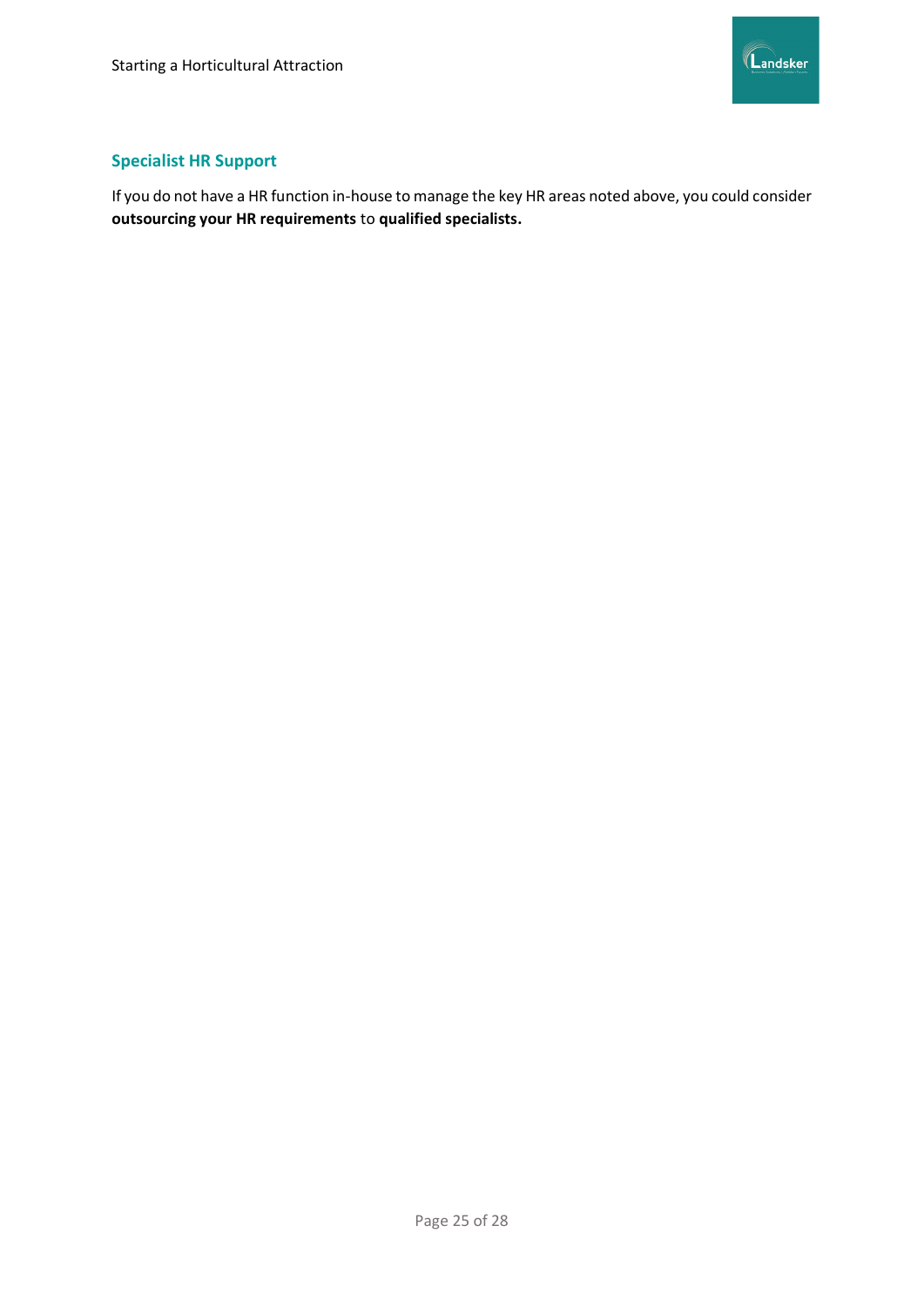## Specialist HR Support

If you do not have a HR function in-house to manage the key HR areas noted above, you could consider **outsourcing your HR requirements** to **qualified specialists.**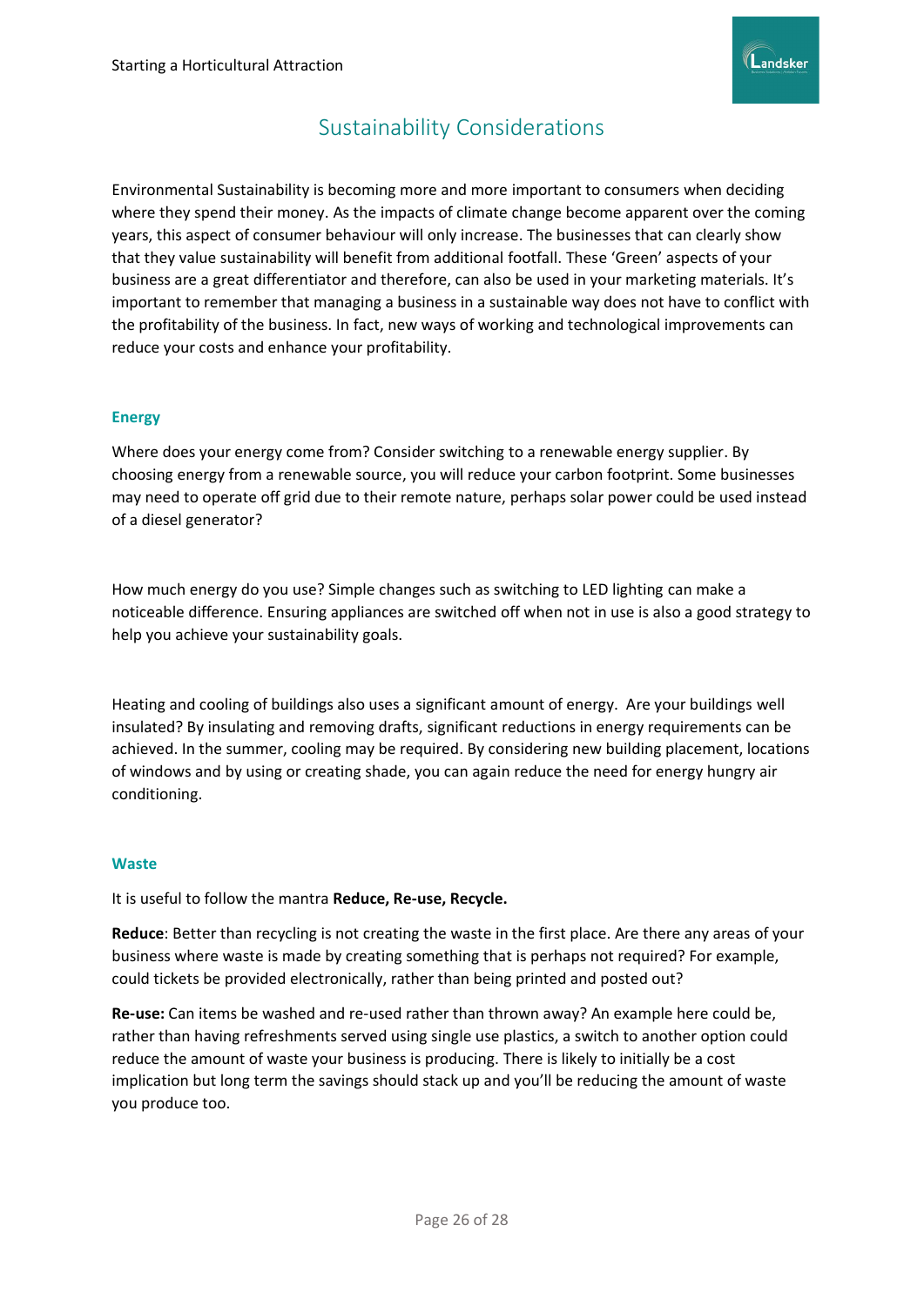## Sustainability Considerations

Environmental Sustainability is becoming more and more important to consumers when deciding where they spend their money. As the impacts of climate change become apparent over the coming years, this aspect of consumer behaviour will only increase. The businesses that can clearly show that they value sustainability will benefit from additional footfall. These 'Green' aspects of your business are a great differentiator and therefore, can also be used in your marketing materials. It's important to remember that managing a business in a sustainable way does not have to conflict with the profitability of the business. In fact, new ways of working and technological improvements can reduce your costs and enhance your profitability.

### Energy

Where does your energy come from? Consider switching to a renewable energy supplier. By choosing energy from a renewable source, you will reduce your carbon footprint. Some businesses may need to operate off grid due to their remote nature, perhaps solar power could be used instead of a diesel generator?

How much energy do you use? Simple changes such as switching to LED lighting can make a noticeable difference. Ensuring appliances are switched off when not in use is also a good strategy to help you achieve your sustainability goals.

Heating and cooling of buildings also uses a significant amount of energy. Are your buildings well insulated? By insulating and removing drafts, significant reductions in energy requirements can be achieved. In the summer, cooling may be required. By considering new building placement, locations of windows and by using or creating shade, you can again reduce the need for energy hungry air conditioning.

### Waste

It is useful to follow the mantra **Reduce, Re-use, Recycle.**

**Reduce**: Better than recycling is not creating the waste in the first place. Are there any areas of your business where waste is made by creating something that is perhaps not required? For example, could tickets be provided electronically, rather than being printed and posted out?

**Re-use:** Can items be washed and re-used rather than thrown away? An example here could be, rather than having refreshments served using single use plastics, a switch to another option could reduce the amount of waste your business is producing. There is likely to initially be a cost implication but long term the savings should stack up and you'll be reducing the amount of waste you produce too.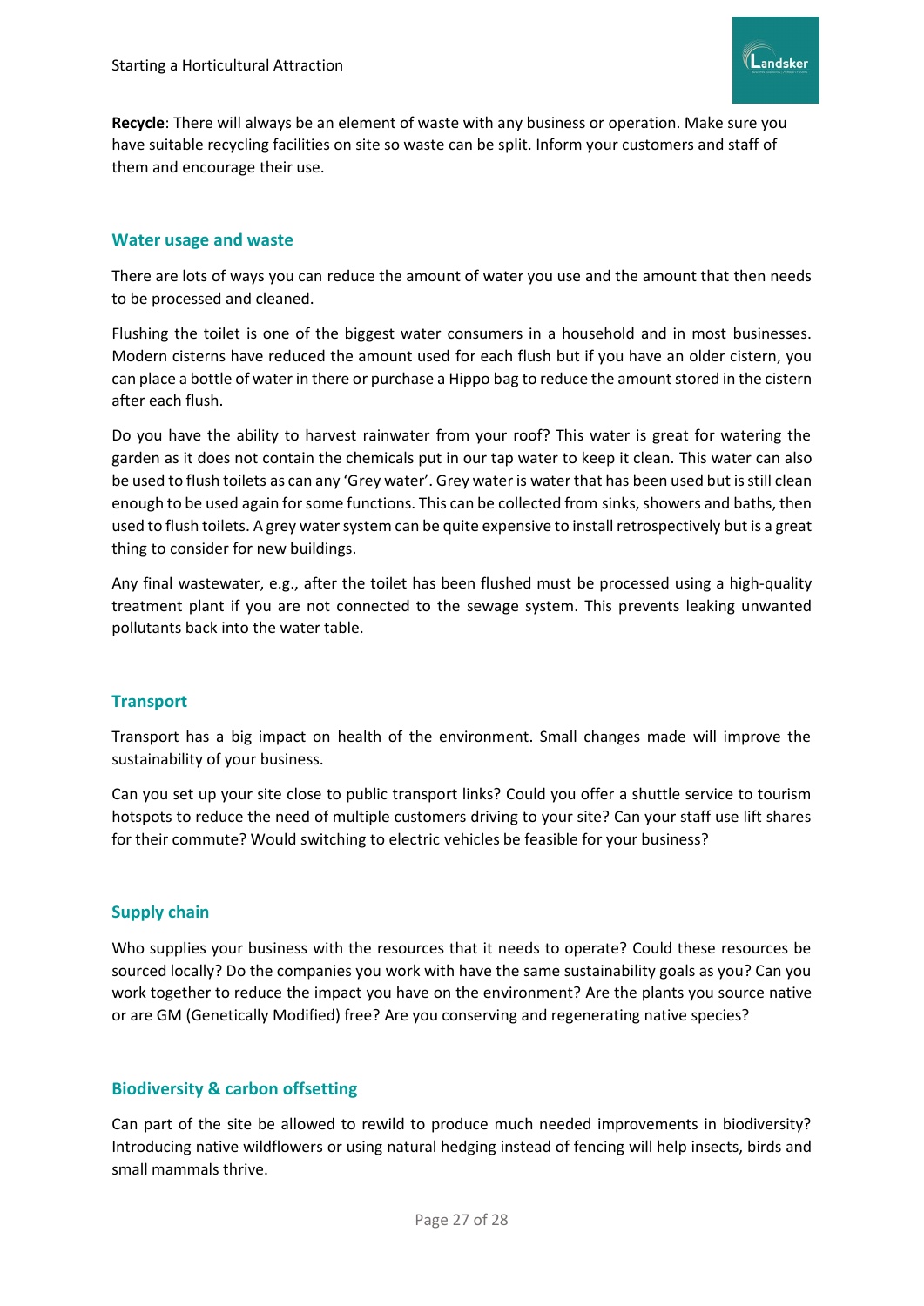**Recycle**: There will always be an element of waste with any business or operation. Make sure you have suitable recycling facilities on site so waste can be split. Inform your customers and staff of them and encourage their use.

### Water usage and waste

There are lots of ways you can reduce the amount of water you use and the amount that then needs to be processed and cleaned.

Flushing the toilet is one of the biggest water consumers in a household and in most businesses. Modern cisterns have reduced the amount used for each flush but if you have an older cistern, you can place a bottle of water in there or purchase a Hippo bag to reduce the amount stored in the cistern after each flush.

Do you have the ability to harvest rainwater from your roof? This water is great for watering the garden as it does not contain the chemicals put in our tap water to keep it clean. This water can also be used to flush toilets as can any 'Grey water'. Grey water is water that has been used but is still clean enough to be used again for some functions. This can be collected from sinks, showers and baths, then used to flush toilets. A grey water system can be quite expensive to install retrospectively but is a great thing to consider for new buildings.

Any final wastewater, e.g., after the toilet has been flushed must be processed using a high-quality treatment plant if you are not connected to the sewage system. This prevents leaking unwanted pollutants back into the water table.

### Transport

Transport has a big impact on health of the environment. Small changes made will improve the sustainability of your business.

Can you set up your site close to public transport links? Could you offer a shuttle service to tourism hotspots to reduce the need of multiple customers driving to your site? Can your staff use lift shares for their commute? Would switching to electric vehicles be feasible for your business?

### Supply chain

Who supplies your business with the resources that it needs to operate? Could these resources be sourced locally? Do the companies you work with have the same sustainability goals as you? Can you work together to reduce the impact you have on the environment? Are the plants you source native or are GM (Genetically Modified) free? Are you conserving and regenerating native species?

### Biodiversity & carbon offsetting

Can part of the site be allowed to rewild to produce much needed improvements in biodiversity? Introducing native wildflowers or using natural hedging instead of fencing will help insects, birds and small mammals thrive.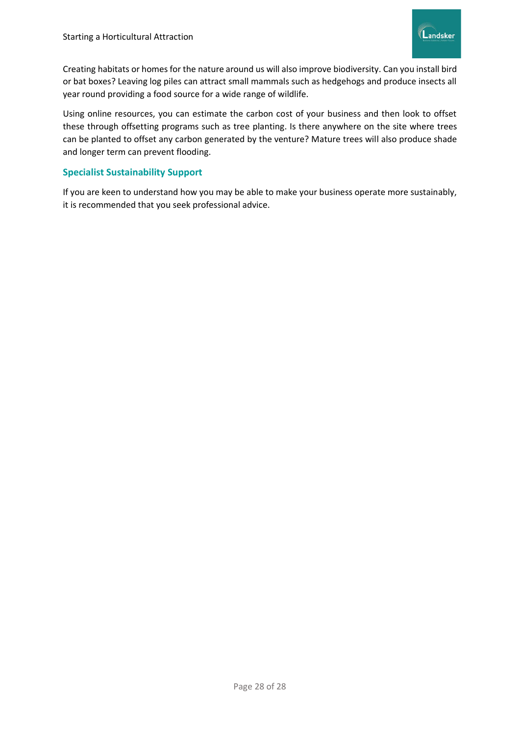Creating habitats or homes for the nature around us will also improve biodiversity. Can you install bird or bat boxes? Leaving log piles can attract small mammals such as hedgehogs and produce insects all year round providing a food source for a wide range of wildlife.

Using online resources, you can estimate the carbon cost of your business and then look to offset these through offsetting programs such as tree planting. Is there anywhere on the site where trees can be planted to offset any carbon generated by the venture? Mature trees will also produce shade and longer term can prevent flooding.

### Specialist Sustainability Support

If you are keen to understand how you may be able to make your business operate more sustainably, it is recommended that you seek professional advice.